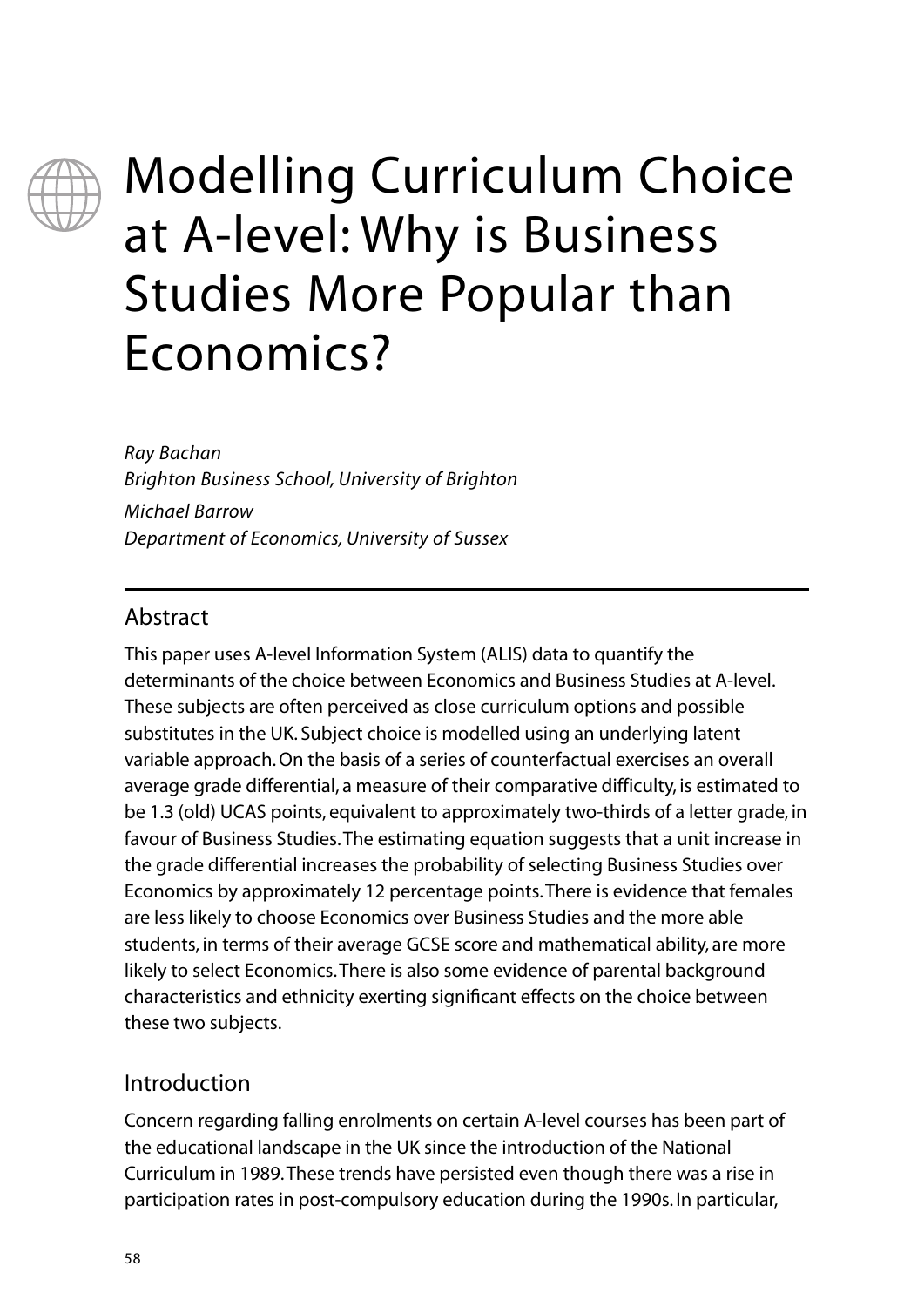# Modelling Curriculum Choice at A-level: Why is Business Studies More Popular than Economics?

*Ray Bachan*
*Brighton Business School, University of Brighton*
*Michael Barrow*
*Department of Economics, University of Sussex*

## Abstract

This paper uses A-level Information System (ALIS) data to quantify the determinants of the choice between Economics and Business Studies at A-level. These subjects are often perceived as close curriculum options and possible substitutes in the UK. Subject choice is modelled using an underlying latent variable approach. On the basis of a series of counterfactual exercises an overall average grade differential, a measure of their comparative difficulty, is estimated to be 1.3 (old) UCAS points, equivalent to approximately two-thirds of a letter grade, in favour of Business Studies. The estimating equation suggests that a unit increase in the grade differential increases the probability of selecting Business Studies over Economics by approximately 12 percentage points. There is evidence that females are less likely to choose Economics over Business Studies and the more able students, in terms of their average GCSE score and mathematical ability, are more likely to select Economics. There is also some evidence of parental background characteristics and ethnicity exerting significant effects on the choice between these two subjects.

## Introduction

Concern regarding falling enrolments on certain A-level courses has been part of the educational landscape in the UK since the introduction of the National Curriculum in 1989. These trends have persisted even though there was a rise in participation rates in post-compulsory education during the 1990s. In particular,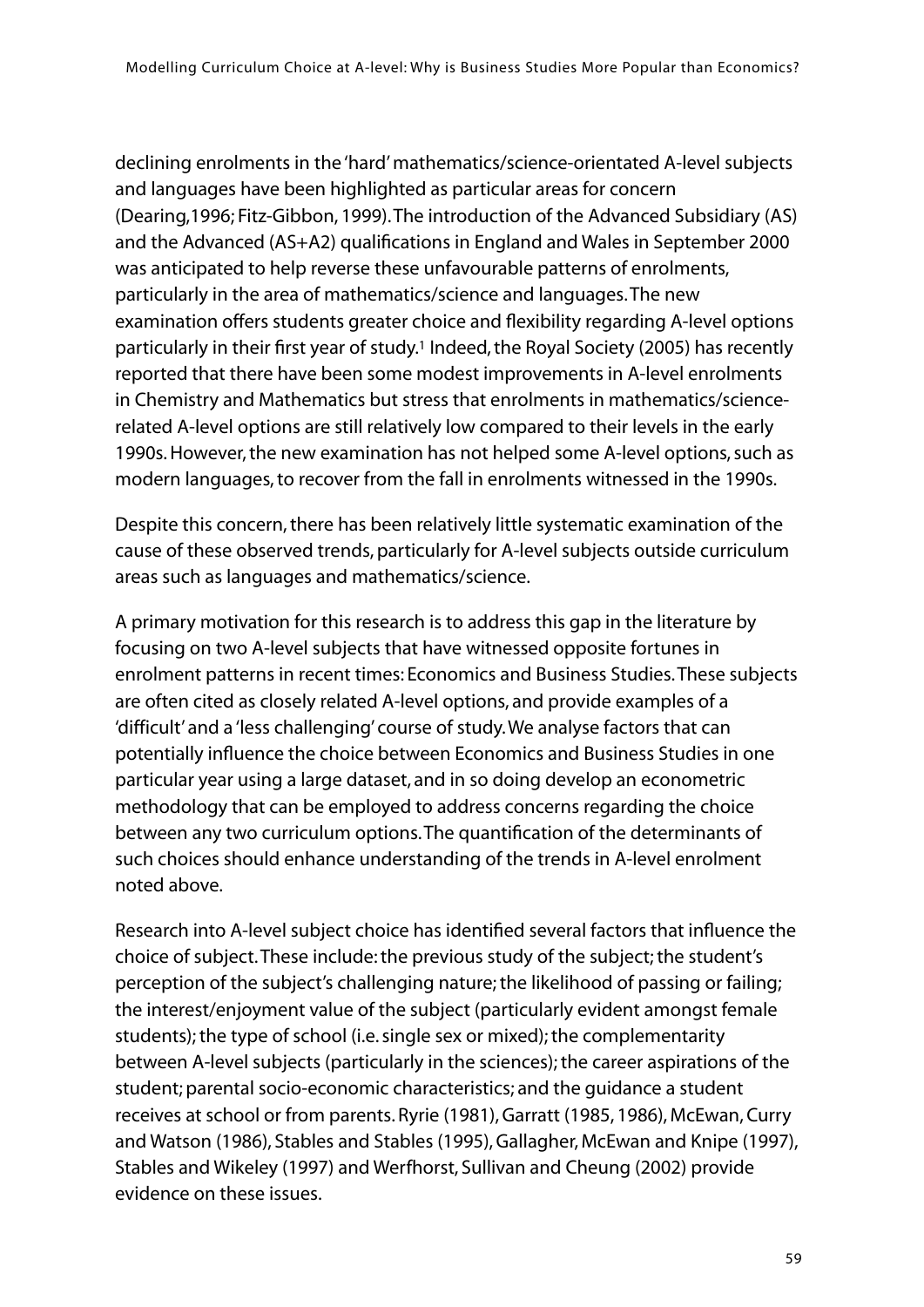declining enrolments in the 'hard' mathematics/science-orientated A-level subjects and languages have been highlighted as particular areas for concern (Dearing,1996; Fitz-Gibbon, 1999). The introduction of the Advanced Subsidiary (AS) and the Advanced (AS+A2) qualifications in England and Wales in September 2000 was anticipated to help reverse these unfavourable patterns of enrolments, particularly in the area of mathematics/science and languages. The new examination offers students greater choice and flexibility regarding A-level options particularly in their first year of study.[1] Indeed, the Royal Society (2005) has recently reported that there have been some modest improvements in A-level enrolments in Chemistry and Mathematics but stress that enrolments in mathematics/science-related A-level options are still relatively low compared to their levels in the early 1990s. However, the new examination has not helped some A-level options, such as modern languages, to recover from the fall in enrolments witnessed in the 1990s.

Despite this concern, there has been relatively little systematic examination of the cause of these observed trends, particularly for A-level subjects outside curriculum areas such as languages and mathematics/science.

A primary motivation for this research is to address this gap in the literature by focusing on two A-level subjects that have witnessed opposite fortunes in enrolment patterns in recent times: Economics and Business Studies. These subjects are often cited as closely related A-level options, and provide examples of a 'difficult' and a 'less challenging' course of study. We analyse factors that can potentially influence the choice between Economics and Business Studies in one particular year using a large dataset, and in so doing develop an econometric methodology that can be employed to address concerns regarding the choice between any two curriculum options. The quantification of the determinants of such choices should enhance understanding of the trends in A-level enrolment noted above.

Research into A-level subject choice has identified several factors that influence the choice of subject. These include: the previous study of the subject; the student's perception of the subject's challenging nature; the likelihood of passing or failing; the interest/enjoyment value of the subject (particularly evident amongst female students); the type of school (i.e. single sex or mixed); the complementarity between A-level subjects (particularly in the sciences); the career aspirations of the student; parental socio-economic characteristics; and the guidance a student receives at school or from parents. Ryrie (1981), Garratt (1985, 1986), McEwan, Curry and Watson (1986), Stables and Stables (1995), Gallagher, McEwan and Knipe (1997), Stables and Wikeley (1997) and Werfhorst, Sullivan and Cheung (2002) provide evidence on these issues.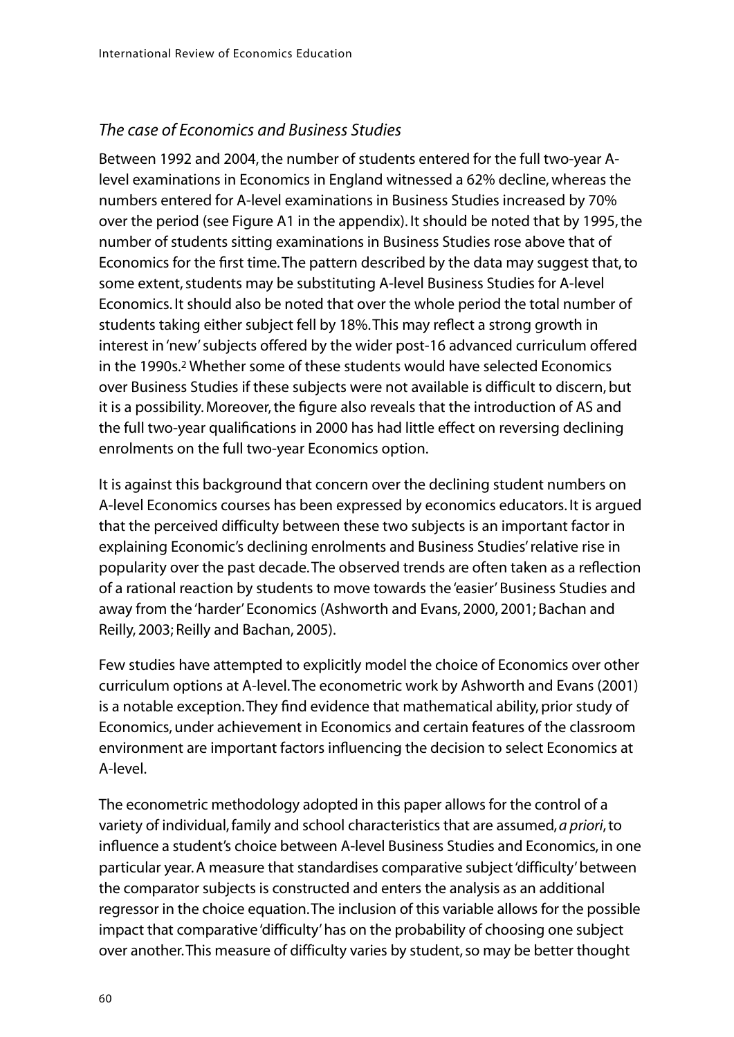### *The case of Economics and Business Studies*

Between 1992 and 2004, the number of students entered for the full two-year A-level examinations in Economics in England witnessed a 62% decline, whereas the numbers entered for A-level examinations in Business Studies increased by 70% over the period (see Figure A1 in the appendix). It should be noted that by 1995, the number of students sitting examinations in Business Studies rose above that of Economics for the first time. The pattern described by the data may suggest that, to some extent, students may be substituting A-level Business Studies for A-level Economics. It should also be noted that over the whole period the total number of students taking either subject fell by 18%. This may reflect a strong growth in interest in 'new' subjects offered by the wider post-16 advanced curriculum offered in the 1990s.[2] Whether some of these students would have selected Economics over Business Studies if these subjects were not available is difficult to discern, but it is a possibility. Moreover, the figure also reveals that the introduction of AS and the full two-year qualifications in 2000 has had little effect on reversing declining enrolments on the full two-year Economics option.

It is against this background that concern over the declining student numbers on A-level Economics courses has been expressed by economics educators. It is argued that the perceived difficulty between these two subjects is an important factor in explaining Economic's declining enrolments and Business Studies' relative rise in popularity over the past decade. The observed trends are often taken as a reflection of a rational reaction by students to move towards the 'easier' Business Studies and away from the 'harder' Economics (Ashworth and Evans, 2000, 2001; Bachan and Reilly, 2003; Reilly and Bachan, 2005).

Few studies have attempted to explicitly model the choice of Economics over other curriculum options at A-level. The econometric work by Ashworth and Evans (2001) is a notable exception. They find evidence that mathematical ability, prior study of Economics, under achievement in Economics and certain features of the classroom environment are important factors influencing the decision to select Economics at A-level.

The econometric methodology adopted in this paper allows for the control of a variety of individual, family and school characteristics that are assumed, *a priori*, to influence a student's choice between A-level Business Studies and Economics, in one particular year. A measure that standardises comparative subject 'difficulty' between the comparator subjects is constructed and enters the analysis as an additional regressor in the choice equation. The inclusion of this variable allows for the possible impact that comparative 'difficulty' has on the probability of choosing one subject over another. This measure of difficulty varies by student, so may be better thought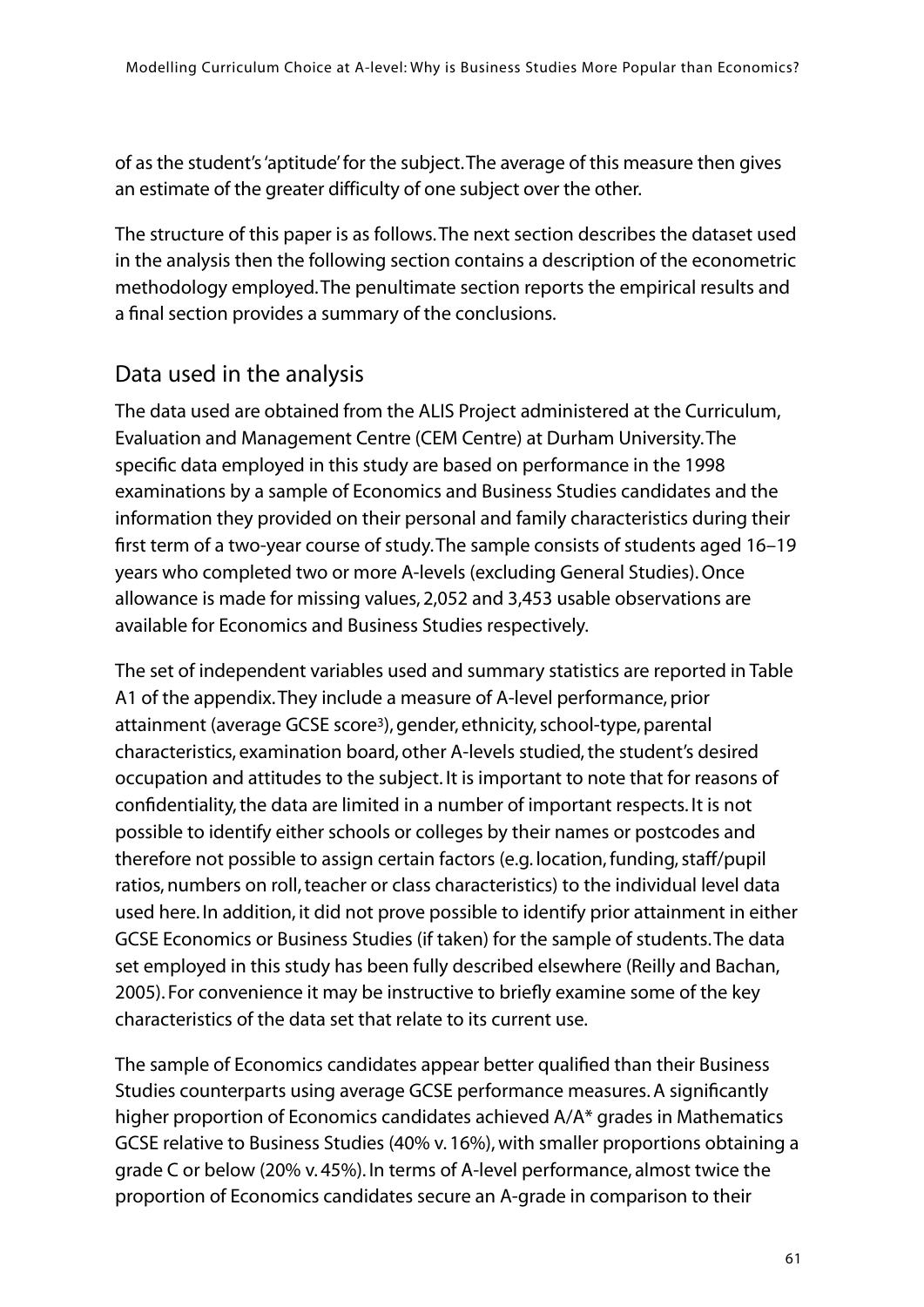of as the student's 'aptitude' for the subject. The average of this measure then gives an estimate of the greater difficulty of one subject over the other.

The structure of this paper is as follows. The next section describes the dataset used in the analysis then the following section contains a description of the econometric methodology employed. The penultimate section reports the empirical results and a final section provides a summary of the conclusions.

## Data used in the analysis

The data used are obtained from the ALIS Project administered at the Curriculum, Evaluation and Management Centre (CEM Centre) at Durham University. The specific data employed in this study are based on performance in the 1998 examinations by a sample of Economics and Business Studies candidates and the information they provided on their personal and family characteristics during their first term of a two-year course of study. The sample consists of students aged 16–19 years who completed two or more A-levels (excluding General Studies). Once allowance is made for missing values, 2,052 and 3,453 usable observations are available for Economics and Business Studies respectively.

The set of independent variables used and summary statistics are reported in Table A1 of the appendix. They include a measure of A-level performance, prior attainment (average GCSE score[3]), gender, ethnicity, school-type, parental characteristics, examination board, other A-levels studied, the student's desired occupation and attitudes to the subject. It is important to note that for reasons of confidentiality, the data are limited in a number of important respects. It is not possible to identify either schools or colleges by their names or postcodes and therefore not possible to assign certain factors (e.g. location, funding, staff/pupil ratios, numbers on roll, teacher or class characteristics) to the individual level data used here. In addition, it did not prove possible to identify prior attainment in either GCSE Economics or Business Studies (if taken) for the sample of students. The data set employed in this study has been fully described elsewhere (Reilly and Bachan, 2005). For convenience it may be instructive to briefly examine some of the key characteristics of the data set that relate to its current use.

The sample of Economics candidates appear better qualified than their Business Studies counterparts using average GCSE performance measures. A significantly higher proportion of Economics candidates achieved A/A* grades in Mathematics GCSE relative to Business Studies (40% v. 16%), with smaller proportions obtaining a grade C or below (20% v. 45%). In terms of A-level performance, almost twice the proportion of Economics candidates secure an A-grade in comparison to their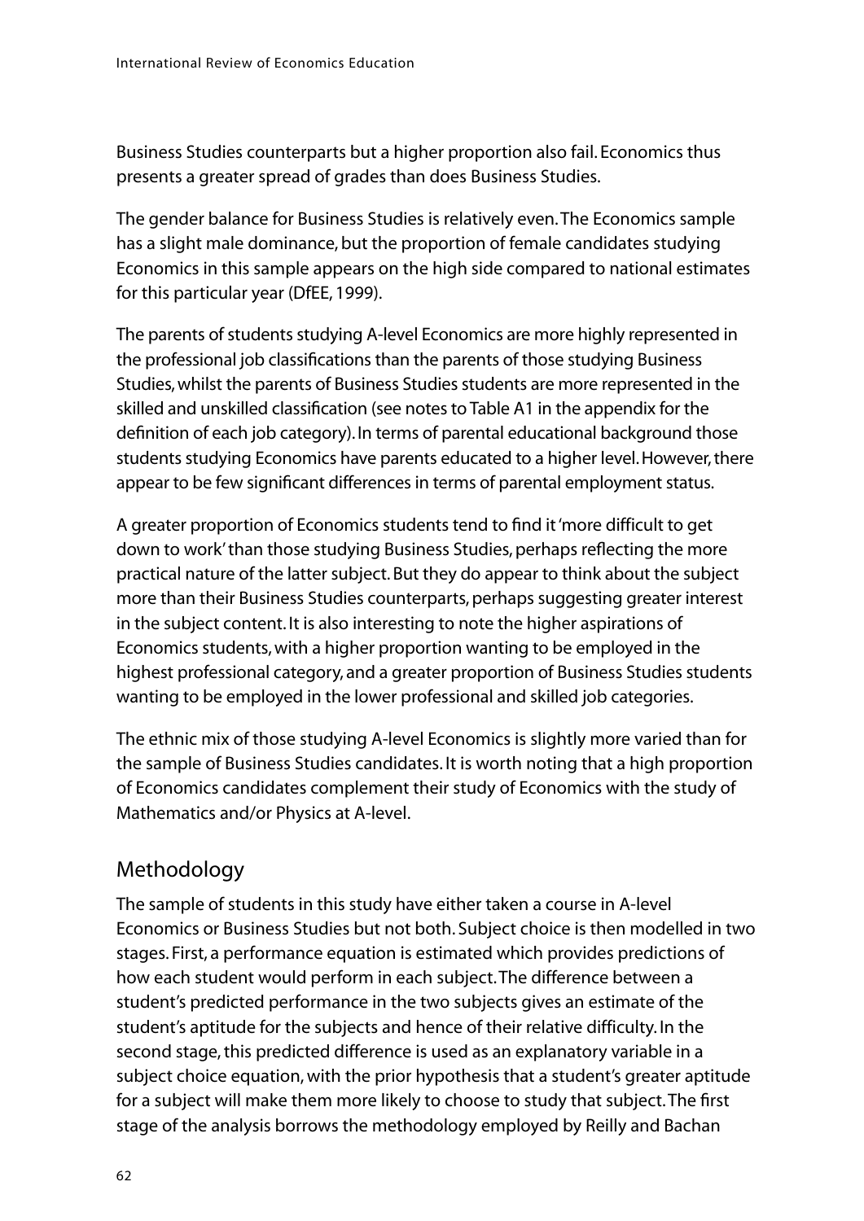Business Studies counterparts but a higher proportion also fail. Economics thus presents a greater spread of grades than does Business Studies.

The gender balance for Business Studies is relatively even. The Economics sample has a slight male dominance, but the proportion of female candidates studying Economics in this sample appears on the high side compared to national estimates for this particular year (DfEE, 1999).

The parents of students studying A-level Economics are more highly represented in the professional job classifications than the parents of those studying Business Studies, whilst the parents of Business Studies students are more represented in the skilled and unskilled classification (see notes to Table A1 in the appendix for the definition of each job category). In terms of parental educational background those students studying Economics have parents educated to a higher level. However, there appear to be few significant differences in terms of parental employment status.

A greater proportion of Economics students tend to find it 'more difficult to get down to work' than those studying Business Studies, perhaps reflecting the more practical nature of the latter subject. But they do appear to think about the subject more than their Business Studies counterparts, perhaps suggesting greater interest in the subject content. It is also interesting to note the higher aspirations of Economics students, with a higher proportion wanting to be employed in the highest professional category, and a greater proportion of Business Studies students wanting to be employed in the lower professional and skilled job categories.

The ethnic mix of those studying A-level Economics is slightly more varied than for the sample of Business Studies candidates. It is worth noting that a high proportion of Economics candidates complement their study of Economics with the study of Mathematics and/or Physics at A-level.

## Methodology

The sample of students in this study have either taken a course in A-level Economics or Business Studies but not both. Subject choice is then modelled in two stages. First, a performance equation is estimated which provides predictions of how each student would perform in each subject. The difference between a student's predicted performance in the two subjects gives an estimate of the student's aptitude for the subjects and hence of their relative difficulty. In the second stage, this predicted difference is used as an explanatory variable in a subject choice equation, with the prior hypothesis that a student's greater aptitude for a subject will make them more likely to choose to study that subject. The first stage of the analysis borrows the methodology employed by Reilly and Bachan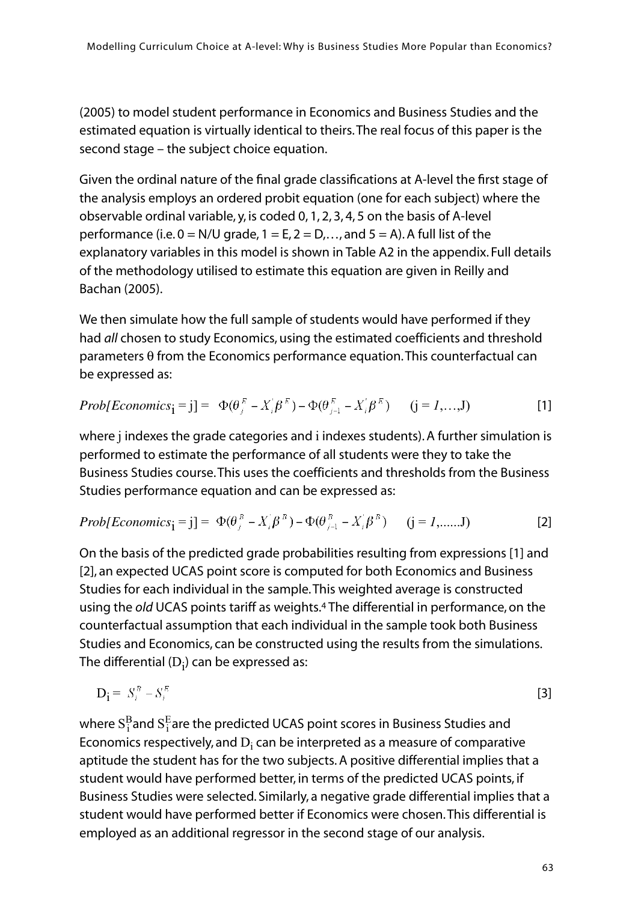(2005) to model student performance in Economics and Business Studies and the estimated equation is virtually identical to theirs. The real focus of this paper is the second stage – the subject choice equation.

Given the ordinal nature of the final grade classifications at A-level the first stage of the analysis employs an ordered probit equation (one for each subject) where the observable ordinal variable, y, is coded 0, 1, 2, 3, 4, 5 on the basis of A-level performance (i.e. 0 = N/U grade, 1 = E, 2 = D,…, and 5 = A). A full list of the explanatory variables in this model is shown in Table A2 in the appendix. Full details of the methodology utilised to estimate this equation are given in Reilly and Bachan (2005).

We then simulate how the full sample of students would have performed if they had *all* chosen to study Economics, using the estimated coefficients and threshold parameters θ from the Economics performance equation. This counterfactual can be expressed as:

$$Prob[Economics_i = j] = \Phi(\theta_j^E - X_i'\beta^E) - \Phi(\theta_{j-1}^E - X_i'\beta^E) \qquad (j = 1,\ldots,J) \qquad [1]$$

where j indexes the grade categories and i indexes students). A further simulation is performed to estimate the performance of all students were they to take the Business Studies course. This uses the coefficients and thresholds from the Business Studies performance equation and can be expressed as:

$$Prob[Economics_i = j] = \Phi(\theta_j^B - X_i'\beta^B) - \Phi(\theta_{j-1}^B - X_i'\beta^B) \qquad (j = 1,\ldots\ldots J) \qquad [2]$$

On the basis of the predicted grade probabilities resulting from expressions [1] and [2], an expected UCAS point score is computed for both Economics and Business Studies for each individual in the sample. This weighted average is constructed using the *old* UCAS points tariff as weights.[4] The differential in performance, on the counterfactual assumption that each individual in the sample took both Business Studies and Economics, can be constructed using the results from the simulations. The differential ($D_i$) can be expressed as:

$$D_i = S_i^B - S_i^E \qquad [3]$$

where $S_i^B$ and $S_i^E$ are the predicted UCAS point scores in Business Studies and Economics respectively, and $D_i$ can be interpreted as a measure of comparative aptitude the student has for the two subjects. A positive differential implies that a student would have performed better, in terms of the predicted UCAS points, if Business Studies were selected. Similarly, a negative grade differential implies that a student would have performed better if Economics were chosen. This differential is employed as an additional regressor in the second stage of our analysis.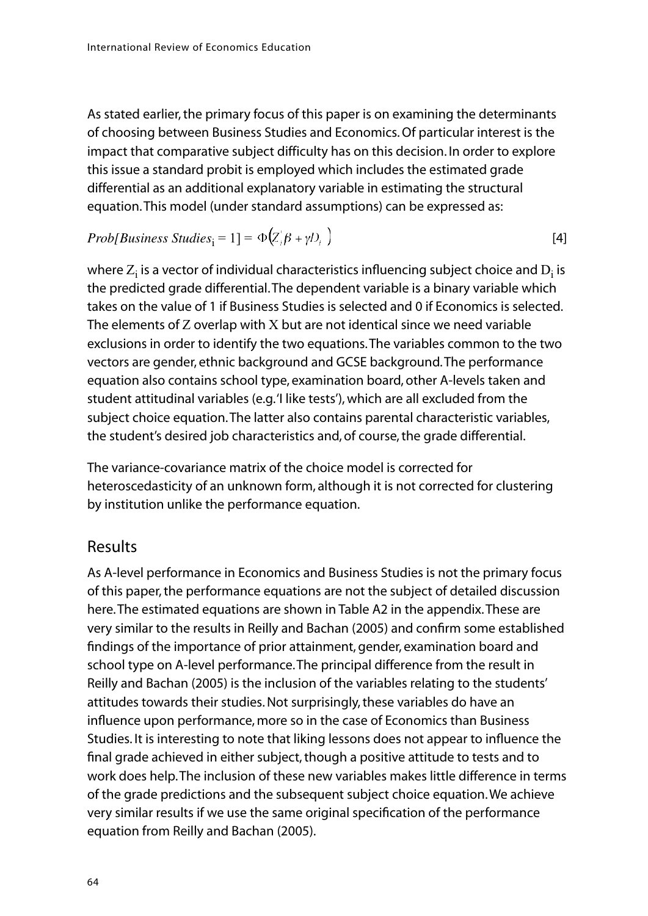As stated earlier, the primary focus of this paper is on examining the determinants of choosing between Business Studies and Economics. Of particular interest is the impact that comparative subject difficulty has on this decision. In order to explore this issue a standard probit is employed which includes the estimated grade differential as an additional explanatory variable in estimating the structural equation. This model (under standard assumptions) can be expressed as:

$$Prob[Business\ Studies_i = 1] = \Phi(Z_i'\beta + \gamma D_i) \qquad [4]$$

where $Z_i$ is a vector of individual characteristics influencing subject choice and $D_i$ is the predicted grade differential. The dependent variable is a binary variable which takes on the value of 1 if Business Studies is selected and 0 if Economics is selected. The elements of $Z$ overlap with $X$ but are not identical since we need variable exclusions in order to identify the two equations. The variables common to the two vectors are gender, ethnic background and GCSE background. The performance equation also contains school type, examination board, other A-levels taken and student attitudinal variables (e.g. 'I like tests'), which are all excluded from the subject choice equation. The latter also contains parental characteristic variables, the student's desired job characteristics and, of course, the grade differential.

The variance-covariance matrix of the choice model is corrected for heteroscedasticity of an unknown form, although it is not corrected for clustering by institution unlike the performance equation.

## Results

As A-level performance in Economics and Business Studies is not the primary focus of this paper, the performance equations are not the subject of detailed discussion here. The estimated equations are shown in Table A2 in the appendix. These are very similar to the results in Reilly and Bachan (2005) and confirm some established findings of the importance of prior attainment, gender, examination board and school type on A-level performance. The principal difference from the result in Reilly and Bachan (2005) is the inclusion of the variables relating to the students' attitudes towards their studies. Not surprisingly, these variables do have an influence upon performance, more so in the case of Economics than Business Studies. It is interesting to note that liking lessons does not appear to influence the final grade achieved in either subject, though a positive attitude to tests and to work does help. The inclusion of these new variables makes little difference in terms of the grade predictions and the subsequent subject choice equation. We achieve very similar results if we use the same original specification of the performance equation from Reilly and Bachan (2005).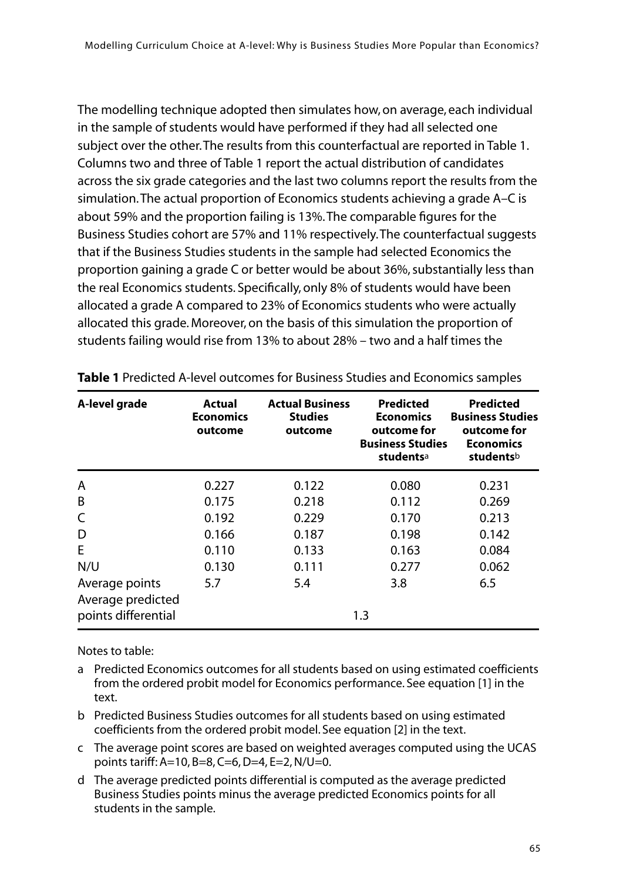The modelling technique adopted then simulates how, on average, each individual in the sample of students would have performed if they had all selected one subject over the other. The results from this counterfactual are reported in Table 1. Columns two and three of Table 1 report the actual distribution of candidates across the six grade categories and the last two columns report the results from the simulation. The actual proportion of Economics students achieving a grade A–C is about 59% and the proportion failing is 13%. The comparable figures for the Business Studies cohort are 57% and 11% respectively. The counterfactual suggests that if the Business Studies students in the sample had selected Economics the proportion gaining a grade C or better would be about 36%, substantially less than the real Economics students. Specifically, only 8% of students would have been allocated a grade A compared to 23% of Economics students who were actually allocated this grade. Moreover, on the basis of this simulation the proportion of students failing would rise from 13% to about 28% – two and a half times the

**Table 1** Predicted A-level outcomes for Business Studies and Economics samples

| A-level grade | Actual Economics outcome | Actual Business Studies outcome | Predicted Economics outcome for Business Studies students[a] | Predicted Business Studies outcome for Economics students[b] |
|---|---|---|---|---|
| A | 0.227 | 0.122 | 0.080 | 0.231 |
| B | 0.175 | 0.218 | 0.112 | 0.269 |
| C | 0.192 | 0.229 | 0.170 | 0.213 |
| D | 0.166 | 0.187 | 0.198 | 0.142 |
| E | 0.110 | 0.133 | 0.163 | 0.084 |
| N/U | 0.130 | 0.111 | 0.277 | 0.062 |
| Average points | 5.7 | 5.4 | 3.8 | 6.5 |
| Average predicted points differential | | | 1.3 | |

Notes to table:

a Predicted Economics outcomes for all students based on using estimated coefficients from the ordered probit model for Economics performance. See equation [1] in the text.

b Predicted Business Studies outcomes for all students based on using estimated coefficients from the ordered probit model. See equation [2] in the text.

c The average point scores are based on weighted averages computed using the UCAS points tariff: A=10, B=8, C=6, D=4, E=2, N/U=0.

d The average predicted points differential is computed as the average predicted Business Studies points minus the average predicted Economics points for all students in the sample.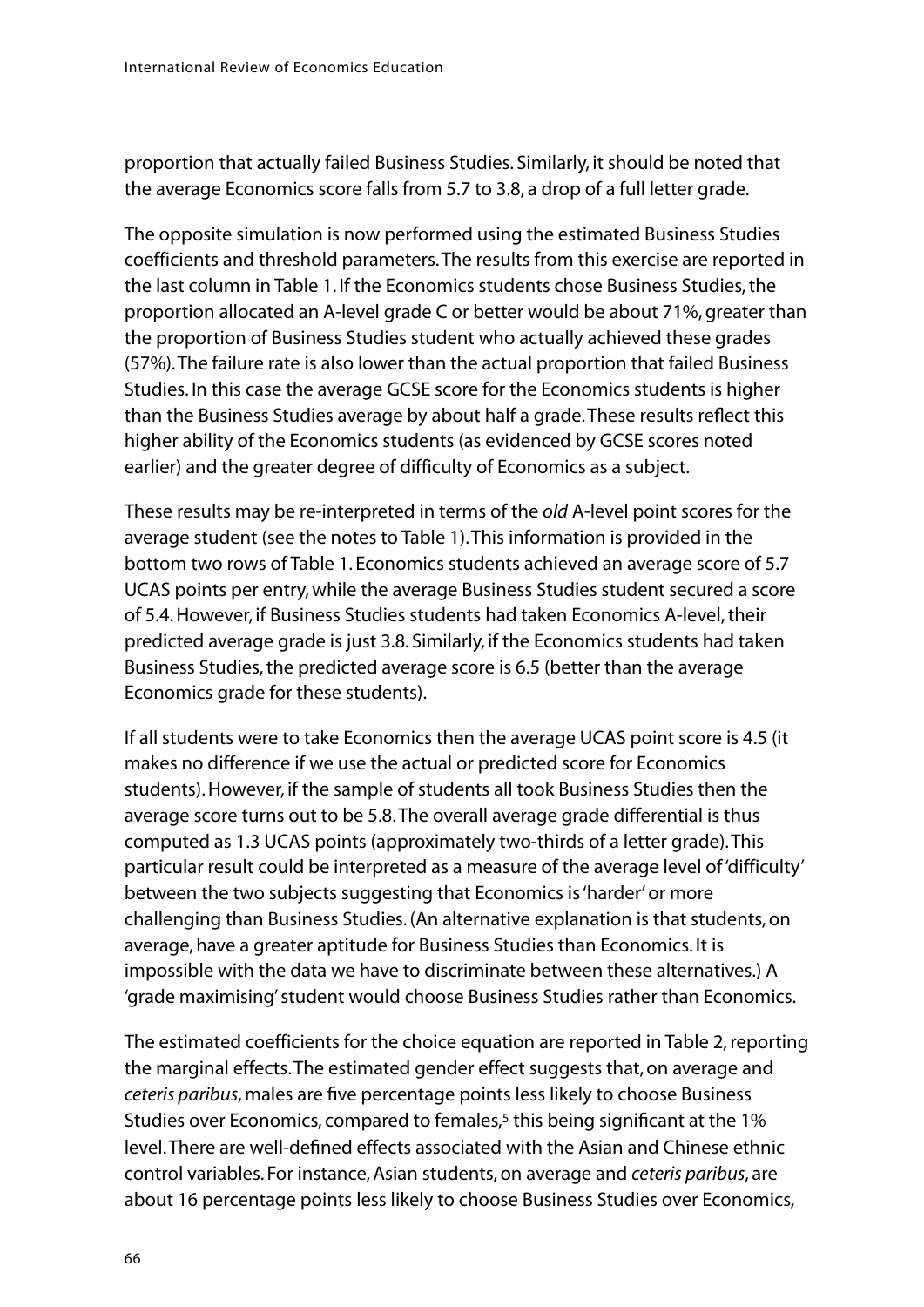proportion that actually failed Business Studies. Similarly, it should be noted that the average Economics score falls from 5.7 to 3.8, a drop of a full letter grade.

The opposite simulation is now performed using the estimated Business Studies coefficients and threshold parameters. The results from this exercise are reported in the last column in Table 1. If the Economics students chose Business Studies, the proportion allocated an A-level grade C or better would be about 71%, greater than the proportion of Business Studies student who actually achieved these grades (57%). The failure rate is also lower than the actual proportion that failed Business Studies. In this case the average GCSE score for the Economics students is higher than the Business Studies average by about half a grade. These results reflect this higher ability of the Economics students (as evidenced by GCSE scores noted earlier) and the greater degree of difficulty of Economics as a subject.

These results may be re-interpreted in terms of the *old* A-level point scores for the average student (see the notes to Table 1). This information is provided in the bottom two rows of Table 1. Economics students achieved an average score of 5.7 UCAS points per entry, while the average Business Studies student secured a score of 5.4. However, if Business Studies students had taken Economics A-level, their predicted average grade is just 3.8. Similarly, if the Economics students had taken Business Studies, the predicted average score is 6.5 (better than the average Economics grade for these students).

If all students were to take Economics then the average UCAS point score is 4.5 (it makes no difference if we use the actual or predicted score for Economics students). However, if the sample of students all took Business Studies then the average score turns out to be 5.8. The overall average grade differential is thus computed as 1.3 UCAS points (approximately two-thirds of a letter grade). This particular result could be interpreted as a measure of the average level of 'difficulty' between the two subjects suggesting that Economics is 'harder' or more challenging than Business Studies. (An alternative explanation is that students, on average, have a greater aptitude for Business Studies than Economics. It is impossible with the data we have to discriminate between these alternatives.) A 'grade maximising' student would choose Business Studies rather than Economics.

The estimated coefficients for the choice equation are reported in Table 2, reporting the marginal effects. The estimated gender effect suggests that, on average and *ceteris paribus*, males are five percentage points less likely to choose Business Studies over Economics, compared to females,[5] this being significant at the 1% level. There are well-defined effects associated with the Asian and Chinese ethnic control variables. For instance, Asian students, on average and *ceteris paribus*, are about 16 percentage points less likely to choose Business Studies over Economics,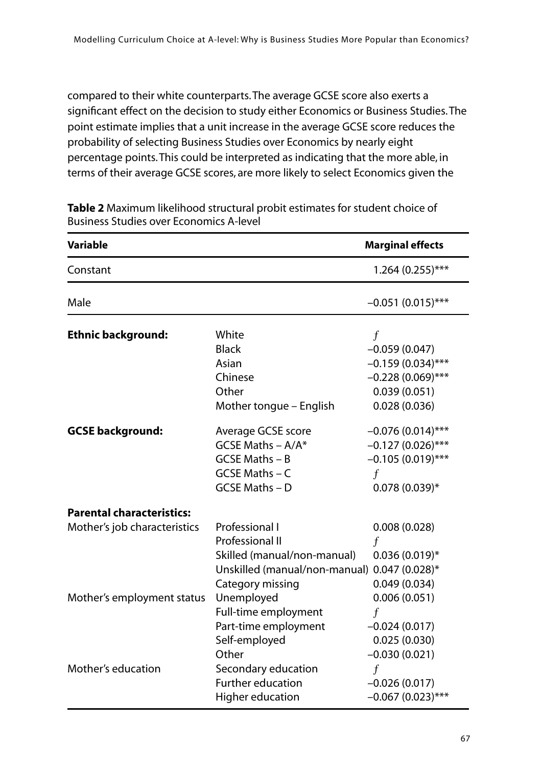compared to their white counterparts. The average GCSE score also exerts a significant effect on the decision to study either Economics or Business Studies. The point estimate implies that a unit increase in the average GCSE score reduces the probability of selecting Business Studies over Economics by nearly eight percentage points. This could be interpreted as indicating that the more able, in terms of their average GCSE scores, are more likely to select Economics given the

**Table 2** Maximum likelihood structural probit estimates for student choice of Business Studies over Economics A-level

| Variable | | Marginal effects |
|---|---|---|
| Constant | | 1.264 (0.255)*** |
| Male | | −0.051 (0.015)*** |
| **Ethnic background:** | White | *f* |
| | Black | −0.059 (0.047) |
| | Asian | −0.159 (0.034)*** |
| | Chinese | −0.228 (0.069)*** |
| | Other | 0.039 (0.051) |
| | Mother tongue – English | 0.028 (0.036) |
| **GCSE background:** | Average GCSE score | −0.076 (0.014)*** |
| | GCSE Maths – A/A* | −0.127 (0.026)*** |
| | GCSE Maths – B | −0.105 (0.019)*** |
| | GCSE Maths – C | *f* |
| | GCSE Maths – D | 0.078 (0.039)* |
| **Parental characteristics:** | | |
| Mother's job characteristics | Professional I | 0.008 (0.028) |
| | Professional II | *f* |
| | Skilled (manual/non-manual) | 0.036 (0.019)* |
| | Unskilled (manual/non-manual) | 0.047 (0.028)* |
| | Category missing | 0.049 (0.034) |
| Mother's employment status | Unemployed | 0.006 (0.051) |
| | Full-time employment | *f* |
| | Part-time employment | −0.024 (0.017) |
| | Self-employed | 0.025 (0.030) |
| | Other | −0.030 (0.021) |
| Mother's education | Secondary education | *f* |
| | Further education | −0.026 (0.017) |
| | Higher education | −0.067 (0.023)*** |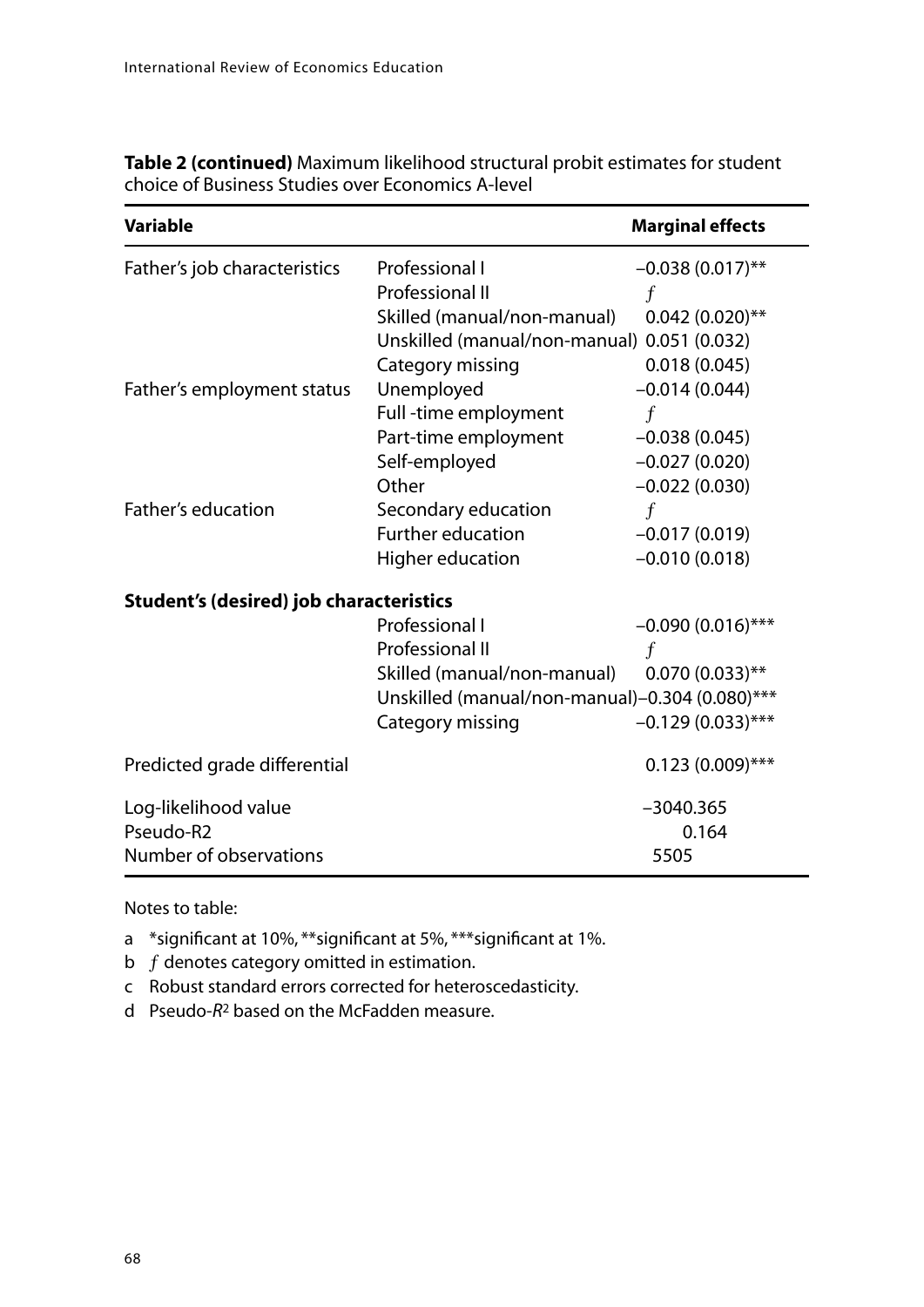**Table 2 (continued)** Maximum likelihood structural probit estimates for student choice of Business Studies over Economics A-level

| Variable | | Marginal effects |
|---|---|---|
| Father's job characteristics | Professional I | −0.038 (0.017)** |
| | Professional II | *f* |
| | Skilled (manual/non-manual) | 0.042 (0.020)** |
| | Unskilled (manual/non-manual) | 0.051 (0.032) |
| | Category missing | 0.018 (0.045) |
| Father's employment status | Unemployed | −0.014 (0.044) |
| | Full -time employment | *f* |
| | Part-time employment | −0.038 (0.045) |
| | Self-employed | −0.027 (0.020) |
| | Other | −0.022 (0.030) |
| Father's education | Secondary education | *f* |
| | Further education | −0.017 (0.019) |
| | Higher education | −0.010 (0.018) |
| **Student's (desired) job characteristics** | | |
| | Professional I | −0.090 (0.016)*** |
| | Professional II | *f* |
| | Skilled (manual/non-manual) | 0.070 (0.033)** |
| | Unskilled (manual/non-manual) | −0.304 (0.080)*** |
| | Category missing | −0.129 (0.033)*** |
| Predicted grade differential | | 0.123 (0.009)*** |
| Log-likelihood value | | −3040.365 |
| Pseudo-R2 | | 0.164 |
| Number of observations | | 5505 |

Notes to table:

a *significant at 10%, **significant at 5%, ***significant at 1%.

b *f* denotes category omitted in estimation.

c Robust standard errors corrected for heteroscedasticity.

d Pseudo-$R^2$ based on the McFadden measure.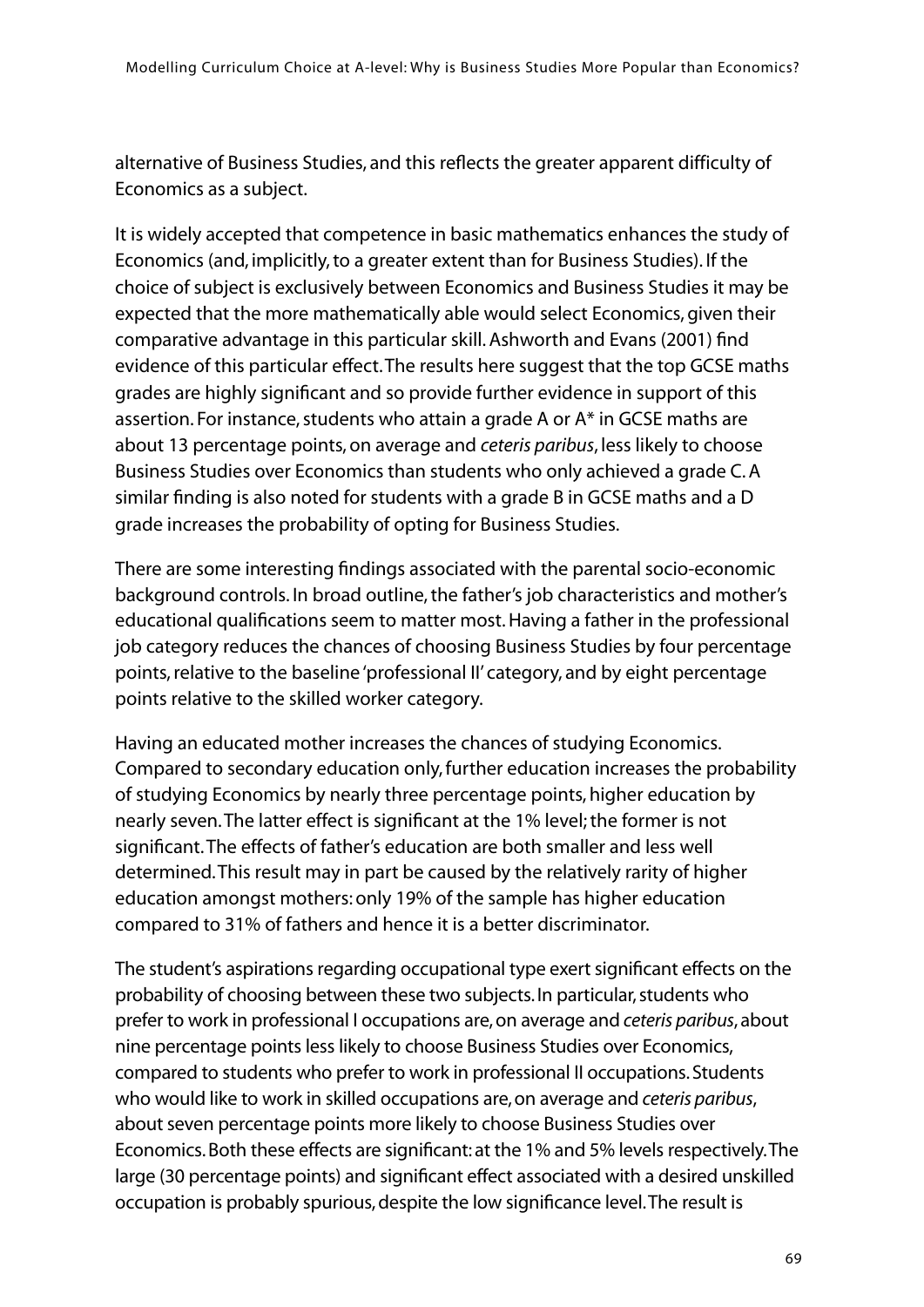alternative of Business Studies, and this reflects the greater apparent difficulty of Economics as a subject.

It is widely accepted that competence in basic mathematics enhances the study of Economics (and, implicitly, to a greater extent than for Business Studies). If the choice of subject is exclusively between Economics and Business Studies it may be expected that the more mathematically able would select Economics, given their comparative advantage in this particular skill. Ashworth and Evans (2001) find evidence of this particular effect. The results here suggest that the top GCSE maths grades are highly significant and so provide further evidence in support of this assertion. For instance, students who attain a grade A or A* in GCSE maths are about 13 percentage points, on average and *ceteris paribus*, less likely to choose Business Studies over Economics than students who only achieved a grade C. A similar finding is also noted for students with a grade B in GCSE maths and a D grade increases the probability of opting for Business Studies.

There are some interesting findings associated with the parental socio-economic background controls. In broad outline, the father's job characteristics and mother's educational qualifications seem to matter most. Having a father in the professional job category reduces the chances of choosing Business Studies by four percentage points, relative to the baseline 'professional II' category, and by eight percentage points relative to the skilled worker category.

Having an educated mother increases the chances of studying Economics. Compared to secondary education only, further education increases the probability of studying Economics by nearly three percentage points, higher education by nearly seven. The latter effect is significant at the 1% level; the former is not significant. The effects of father's education are both smaller and less well determined. This result may in part be caused by the relatively rarity of higher education amongst mothers: only 19% of the sample has higher education compared to 31% of fathers and hence it is a better discriminator.

The student's aspirations regarding occupational type exert significant effects on the probability of choosing between these two subjects. In particular, students who prefer to work in professional I occupations are, on average and *ceteris paribus*, about nine percentage points less likely to choose Business Studies over Economics, compared to students who prefer to work in professional II occupations. Students who would like to work in skilled occupations are, on average and *ceteris paribus*, about seven percentage points more likely to choose Business Studies over Economics. Both these effects are significant: at the 1% and 5% levels respectively. The large (30 percentage points) and significant effect associated with a desired unskilled occupation is probably spurious, despite the low significance level. The result is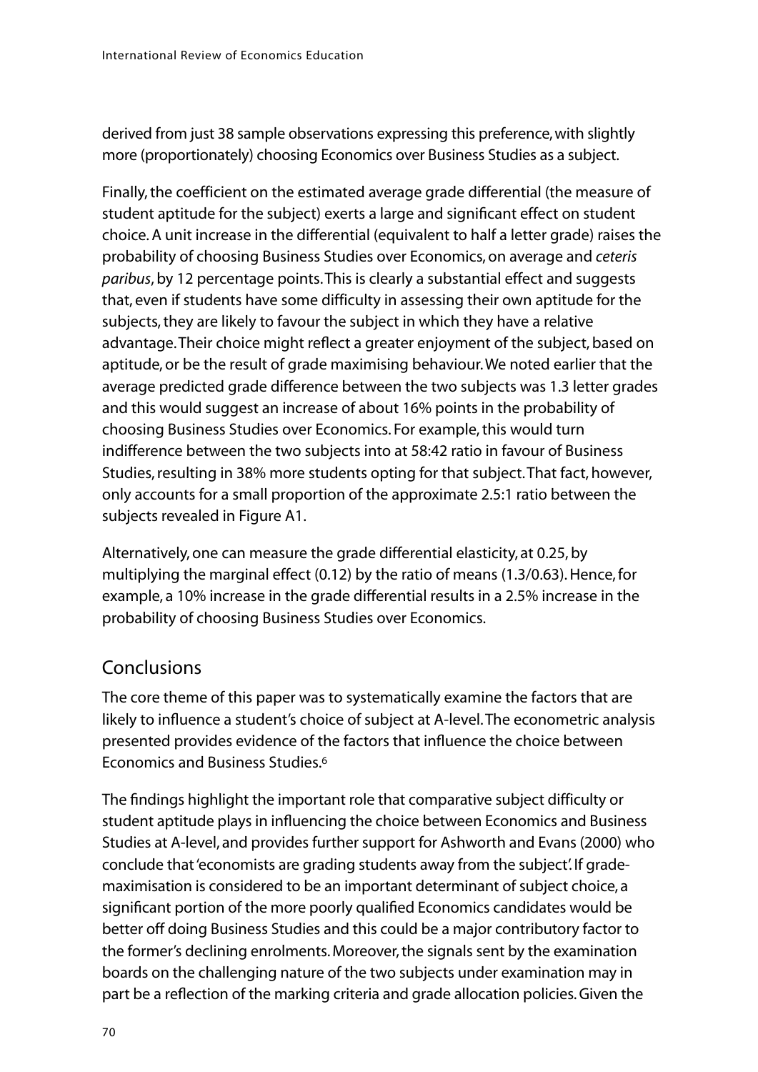derived from just 38 sample observations expressing this preference, with slightly more (proportionately) choosing Economics over Business Studies as a subject.

Finally, the coefficient on the estimated average grade differential (the measure of student aptitude for the subject) exerts a large and significant effect on student choice. A unit increase in the differential (equivalent to half a letter grade) raises the probability of choosing Business Studies over Economics, on average and *ceteris paribus*, by 12 percentage points. This is clearly a substantial effect and suggests that, even if students have some difficulty in assessing their own aptitude for the subjects, they are likely to favour the subject in which they have a relative advantage. Their choice might reflect a greater enjoyment of the subject, based on aptitude, or be the result of grade maximising behaviour. We noted earlier that the average predicted grade difference between the two subjects was 1.3 letter grades and this would suggest an increase of about 16% points in the probability of choosing Business Studies over Economics. For example, this would turn indifference between the two subjects into at 58:42 ratio in favour of Business Studies, resulting in 38% more students opting for that subject. That fact, however, only accounts for a small proportion of the approximate 2.5:1 ratio between the subjects revealed in Figure A1.

Alternatively, one can measure the grade differential elasticity, at 0.25, by multiplying the marginal effect (0.12) by the ratio of means (1.3/0.63). Hence, for example, a 10% increase in the grade differential results in a 2.5% increase in the probability of choosing Business Studies over Economics.

## Conclusions

The core theme of this paper was to systematically examine the factors that are likely to influence a student's choice of subject at A-level. The econometric analysis presented provides evidence of the factors that influence the choice between Economics and Business Studies.[6]

The findings highlight the important role that comparative subject difficulty or student aptitude plays in influencing the choice between Economics and Business Studies at A-level, and provides further support for Ashworth and Evans (2000) who conclude that 'economists are grading students away from the subject'. If grade-maximisation is considered to be an important determinant of subject choice, a significant portion of the more poorly qualified Economics candidates would be better off doing Business Studies and this could be a major contributory factor to the former's declining enrolments. Moreover, the signals sent by the examination boards on the challenging nature of the two subjects under examination may in part be a reflection of the marking criteria and grade allocation policies. Given the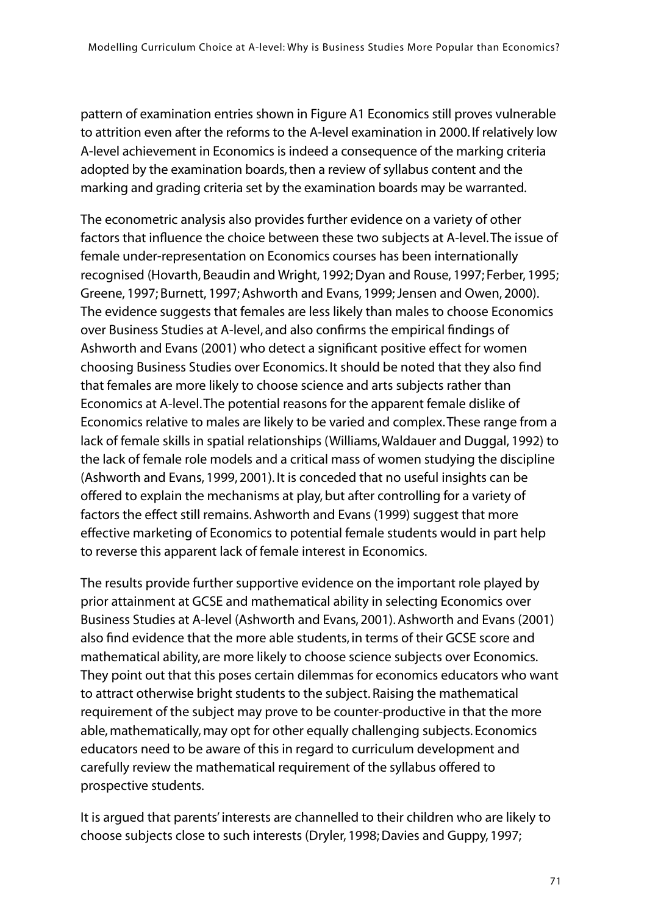pattern of examination entries shown in Figure A1 Economics still proves vulnerable to attrition even after the reforms to the A-level examination in 2000. If relatively low A-level achievement in Economics is indeed a consequence of the marking criteria adopted by the examination boards, then a review of syllabus content and the marking and grading criteria set by the examination boards may be warranted.

The econometric analysis also provides further evidence on a variety of other factors that influence the choice between these two subjects at A-level. The issue of female under-representation on Economics courses has been internationally recognised (Hovarth, Beaudin and Wright, 1992; Dyan and Rouse, 1997; Ferber, 1995; Greene, 1997; Burnett, 1997; Ashworth and Evans, 1999; Jensen and Owen, 2000). The evidence suggests that females are less likely than males to choose Economics over Business Studies at A-level, and also confirms the empirical findings of Ashworth and Evans (2001) who detect a significant positive effect for women choosing Business Studies over Economics. It should be noted that they also find that females are more likely to choose science and arts subjects rather than Economics at A-level. The potential reasons for the apparent female dislike of Economics relative to males are likely to be varied and complex. These range from a lack of female skills in spatial relationships (Williams, Waldauer and Duggal, 1992) to the lack of female role models and a critical mass of women studying the discipline (Ashworth and Evans, 1999, 2001). It is conceded that no useful insights can be offered to explain the mechanisms at play, but after controlling for a variety of factors the effect still remains. Ashworth and Evans (1999) suggest that more effective marketing of Economics to potential female students would in part help to reverse this apparent lack of female interest in Economics.

The results provide further supportive evidence on the important role played by prior attainment at GCSE and mathematical ability in selecting Economics over Business Studies at A-level (Ashworth and Evans, 2001). Ashworth and Evans (2001) also find evidence that the more able students, in terms of their GCSE score and mathematical ability, are more likely to choose science subjects over Economics. They point out that this poses certain dilemmas for economics educators who want to attract otherwise bright students to the subject. Raising the mathematical requirement of the subject may prove to be counter-productive in that the more able, mathematically, may opt for other equally challenging subjects. Economics educators need to be aware of this in regard to curriculum development and carefully review the mathematical requirement of the syllabus offered to prospective students.

It is argued that parents' interests are channelled to their children who are likely to choose subjects close to such interests (Dryler, 1998; Davies and Guppy, 1997;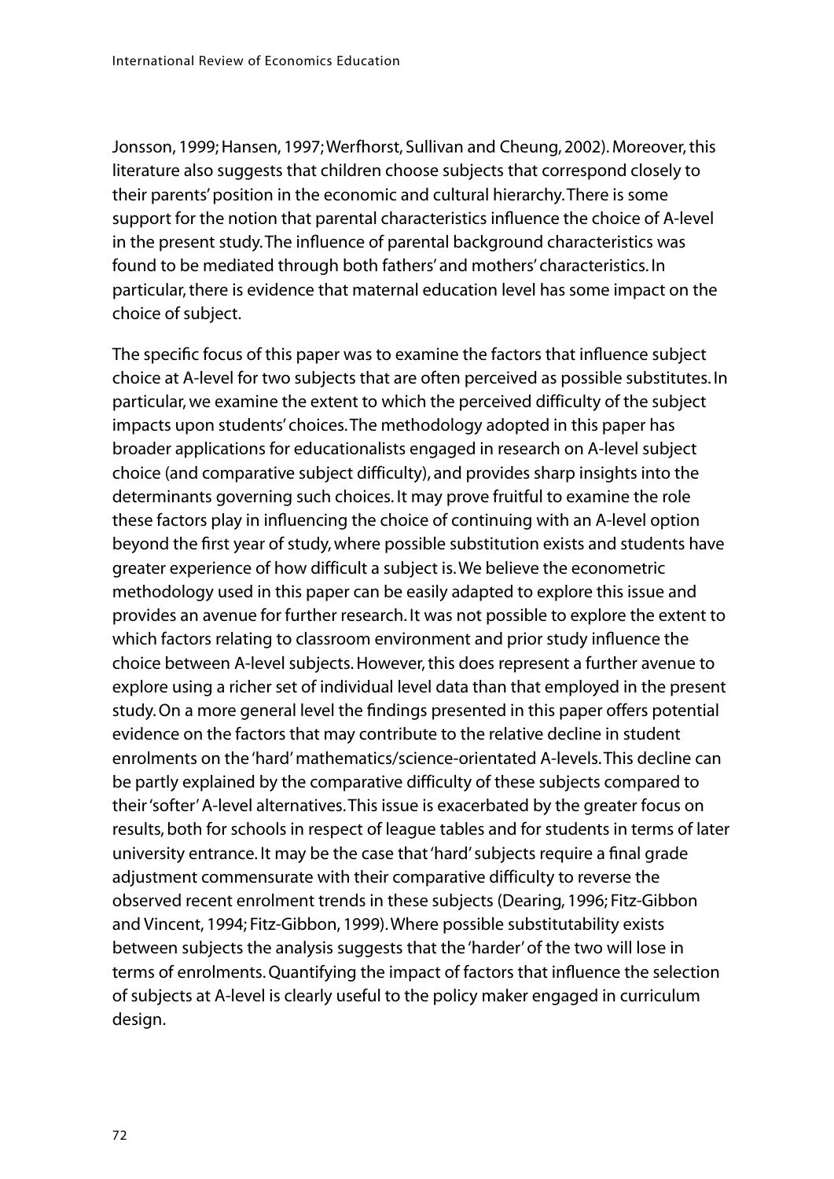Jonsson, 1999; Hansen, 1997; Werfhorst, Sullivan and Cheung, 2002). Moreover, this literature also suggests that children choose subjects that correspond closely to their parents' position in the economic and cultural hierarchy. There is some support for the notion that parental characteristics influence the choice of A-level in the present study. The influence of parental background characteristics was found to be mediated through both fathers' and mothers' characteristics. In particular, there is evidence that maternal education level has some impact on the choice of subject.

The specific focus of this paper was to examine the factors that influence subject choice at A-level for two subjects that are often perceived as possible substitutes. In particular, we examine the extent to which the perceived difficulty of the subject impacts upon students' choices. The methodology adopted in this paper has broader applications for educationalists engaged in research on A-level subject choice (and comparative subject difficulty), and provides sharp insights into the determinants governing such choices. It may prove fruitful to examine the role these factors play in influencing the choice of continuing with an A-level option beyond the first year of study, where possible substitution exists and students have greater experience of how difficult a subject is. We believe the econometric methodology used in this paper can be easily adapted to explore this issue and provides an avenue for further research. It was not possible to explore the extent to which factors relating to classroom environment and prior study influence the choice between A-level subjects. However, this does represent a further avenue to explore using a richer set of individual level data than that employed in the present study. On a more general level the findings presented in this paper offers potential evidence on the factors that may contribute to the relative decline in student enrolments on the 'hard' mathematics/science-orientated A-levels. This decline can be partly explained by the comparative difficulty of these subjects compared to their 'softer' A-level alternatives. This issue is exacerbated by the greater focus on results, both for schools in respect of league tables and for students in terms of later university entrance. It may be the case that 'hard' subjects require a final grade adjustment commensurate with their comparative difficulty to reverse the observed recent enrolment trends in these subjects (Dearing, 1996; Fitz-Gibbon and Vincent, 1994; Fitz-Gibbon, 1999). Where possible substitutability exists between subjects the analysis suggests that the 'harder' of the two will lose in terms of enrolments. Quantifying the impact of factors that influence the selection of subjects at A-level is clearly useful to the policy maker engaged in curriculum design.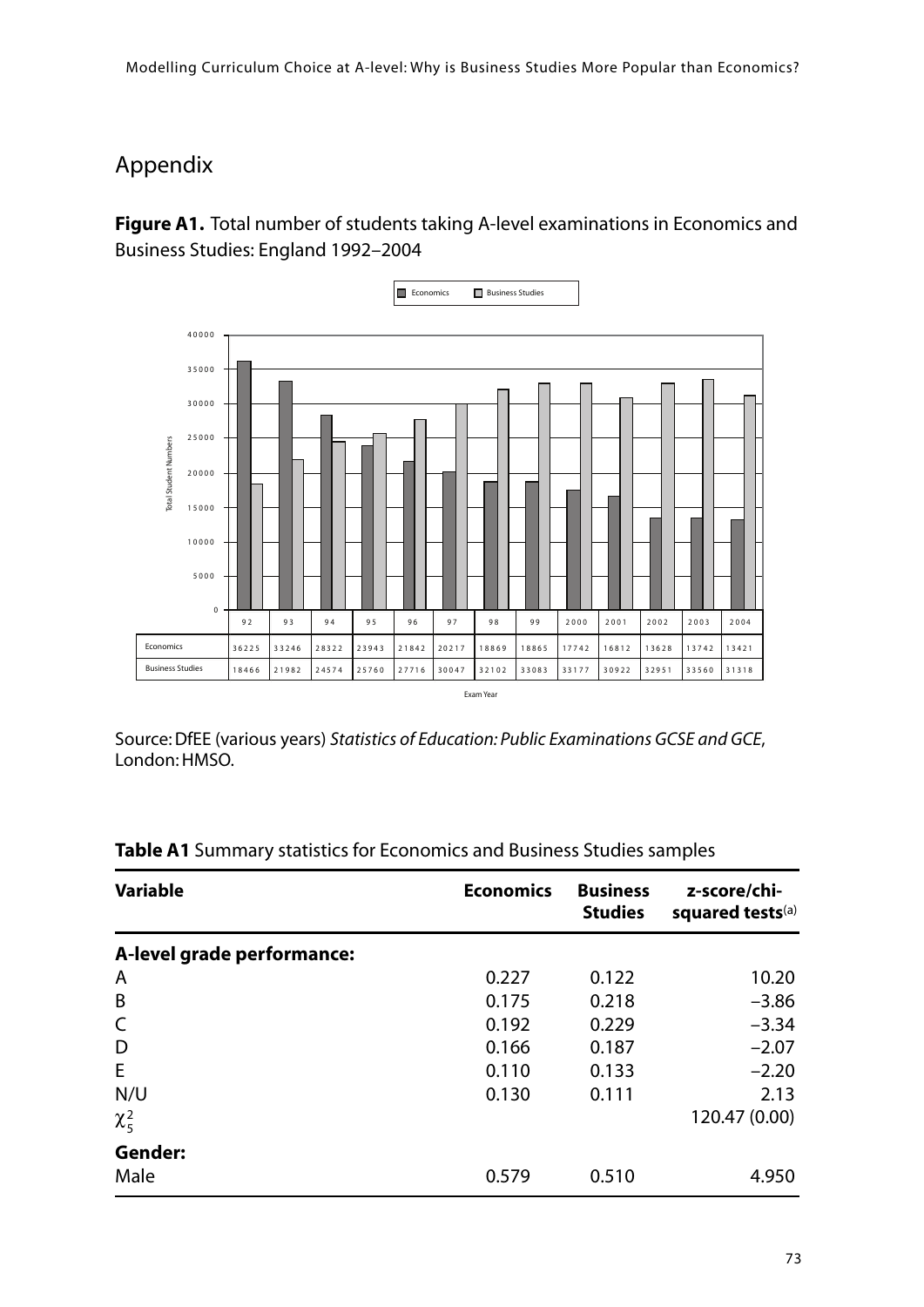## Appendix

**Figure A1.** Total number of students taking A-level examinations in Economics and Business Studies: England 1992–2004

| | 92 | 93 | 94 | 95 | 96 | 97 | 98 | 99 | 2000 | 2001 | 2002 | 2003 | 2004 |
|---|---|---|---|---|---|---|---|---|---|---|---|---|---|
| Economics | 36225 | 33246 | 28322 | 23943 | 21842 | 20217 | 18869 | 18865 | 17742 | 16812 | 13628 | 13742 | 13421 |
| Business Studies | 18466 | 21982 | 24574 | 25760 | 27716 | 30047 | 32102 | 33083 | 33177 | 30922 | 32951 | 33560 | 31318 |

Source: DfEE (various years) *Statistics of Education: Public Examinations GCSE and GCE*, London: HMSO.

**Table A1** Summary statistics for Economics and Business Studies samples

| Variable | Economics | Business Studies | z-score/chi-squared tests[(a)] |
|---|---|---|---|
| **A-level grade performance:** | | | |
| A | 0.227 | 0.122 | 10.20 |
| B | 0.175 | 0.218 | −3.86 |
| C | 0.192 | 0.229 | −3.34 |
| D | 0.166 | 0.187 | −2.07 |
| E | 0.110 | 0.133 | −2.20 |
| N/U | 0.130 | 0.111 | 2.13 |
| $\chi^2_5$ | | | 120.47 (0.00) |
| **Gender:** | | | |
| Male | 0.579 | 0.510 | 4.950 |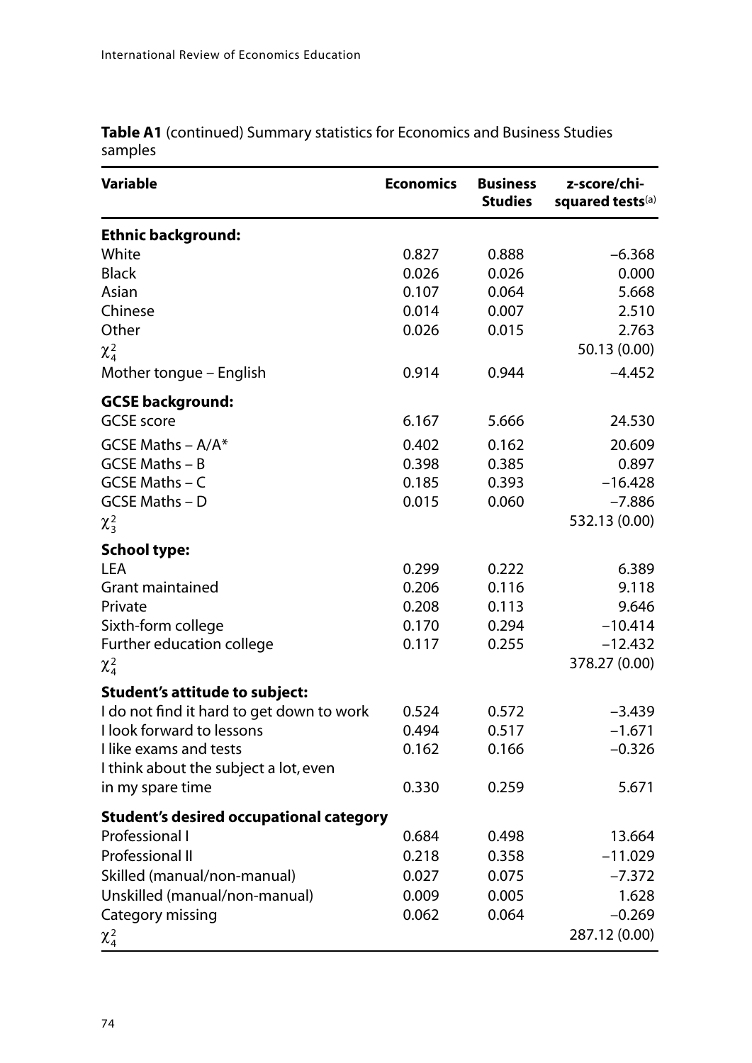**Table A1** (continued) Summary statistics for Economics and Business Studies samples

| Variable | Economics | Business Studies | z-score/chi-squared tests[(a)] |
|---|---|---|---|
| **Ethnic background:** | | | |
| White | 0.827 | 0.888 | –6.368 |
| Black | 0.026 | 0.026 | 0.000 |
| Asian | 0.107 | 0.064 | 5.668 |
| Chinese | 0.014 | 0.007 | 2.510 |
| Other | 0.026 | 0.015 | 2.763 |
| $\chi^2_4$ | | | 50.13 (0.00) |
| Mother tongue – English | 0.914 | 0.944 | –4.452 |
| **GCSE background:** | | | |
| GCSE score | 6.167 | 5.666 | 24.530 |
| GCSE Maths – A/A* | 0.402 | 0.162 | 20.609 |
| GCSE Maths – B | 0.398 | 0.385 | 0.897 |
| GCSE Maths – C | 0.185 | 0.393 | –16.428 |
| GCSE Maths – D | 0.015 | 0.060 | –7.886 |
| $\chi^2_3$ | | | 532.13 (0.00) |
| **School type:** | | | |
| LEA | 0.299 | 0.222 | 6.389 |
| Grant maintained | 0.206 | 0.116 | 9.118 |
| Private | 0.208 | 0.113 | 9.646 |
| Sixth-form college | 0.170 | 0.294 | –10.414 |
| Further education college | 0.117 | 0.255 | –12.432 |
| $\chi^2_4$ | | | 378.27 (0.00) |
| **Student's attitude to subject:** | | | |
| I do not find it hard to get down to work | 0.524 | 0.572 | –3.439 |
| I look forward to lessons | 0.494 | 0.517 | –1.671 |
| I like exams and tests | 0.162 | 0.166 | –0.326 |
| I think about the subject a lot, even in my spare time | 0.330 | 0.259 | 5.671 |
| **Student's desired occupational category** | | | |
| Professional I | 0.684 | 0.498 | 13.664 |
| Professional II | 0.218 | 0.358 | –11.029 |
| Skilled (manual/non-manual) | 0.027 | 0.075 | –7.372 |
| Unskilled (manual/non-manual) | 0.009 | 0.005 | 1.628 |
| Category missing | 0.062 | 0.064 | –0.269 |
| $\chi^2_4$ | | | 287.12 (0.00) |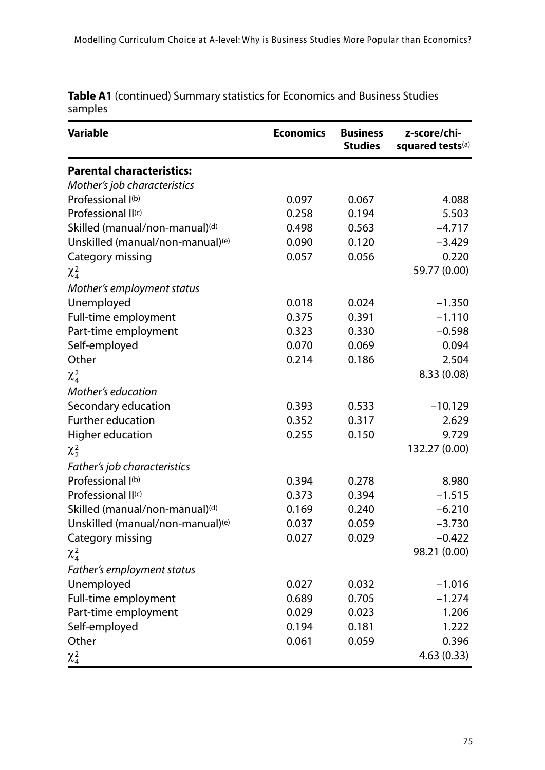**Table A1** (continued) Summary statistics for Economics and Business Studies samples

| Variable | Economics | Business Studies | z-score/chi-squared tests[a] |
|---|---|---|---|
| **Parental characteristics:** | | | |
| *Mother's job characteristics* | | | |
| Professional I[b] | 0.097 | 0.067 | 4.088 |
| Professional II[c] | 0.258 | 0.194 | 5.503 |
| Skilled (manual/non-manual)[d] | 0.498 | 0.563 | –4.717 |
| Unskilled (manual/non-manual)[e] | 0.090 | 0.120 | –3.429 |
| Category missing | 0.057 | 0.056 | 0.220 |
| $\chi^2_4$ | | | 59.77 (0.00) |
| *Mother's employment status* | | | |
| Unemployed | 0.018 | 0.024 | –1.350 |
| Full-time employment | 0.375 | 0.391 | –1.110 |
| Part-time employment | 0.323 | 0.330 | –0.598 |
| Self-employed | 0.070 | 0.069 | 0.094 |
| Other | 0.214 | 0.186 | 2.504 |
| $\chi^2_4$ | | | 8.33 (0.08) |
| *Mother's education* | | | |
| Secondary education | 0.393 | 0.533 | –10.129 |
| Further education | 0.352 | 0.317 | 2.629 |
| Higher education | 0.255 | 0.150 | 9.729 |
| $\chi^2_2$ | | | 132.27 (0.00) |
| *Father's job characteristics* | | | |
| Professional I[b] | 0.394 | 0.278 | 8.980 |
| Professional II[c] | 0.373 | 0.394 | –1.515 |
| Skilled (manual/non-manual)[d] | 0.169 | 0.240 | –6.210 |
| Unskilled (manual/non-manual)[e] | 0.037 | 0.059 | –3.730 |
| Category missing | 0.027 | 0.029 | –0.422 |
| $\chi^2_4$ | | | 98.21 (0.00) |
| *Father's employment status* | | | |
| Unemployed | 0.027 | 0.032 | –1.016 |
| Full-time employment | 0.689 | 0.705 | –1.274 |
| Part-time employment | 0.029 | 0.023 | 1.206 |
| Self-employed | 0.194 | 0.181 | 1.222 |
| Other | 0.061 | 0.059 | 0.396 |
| $\chi^2_4$ | | | 4.63 (0.33) |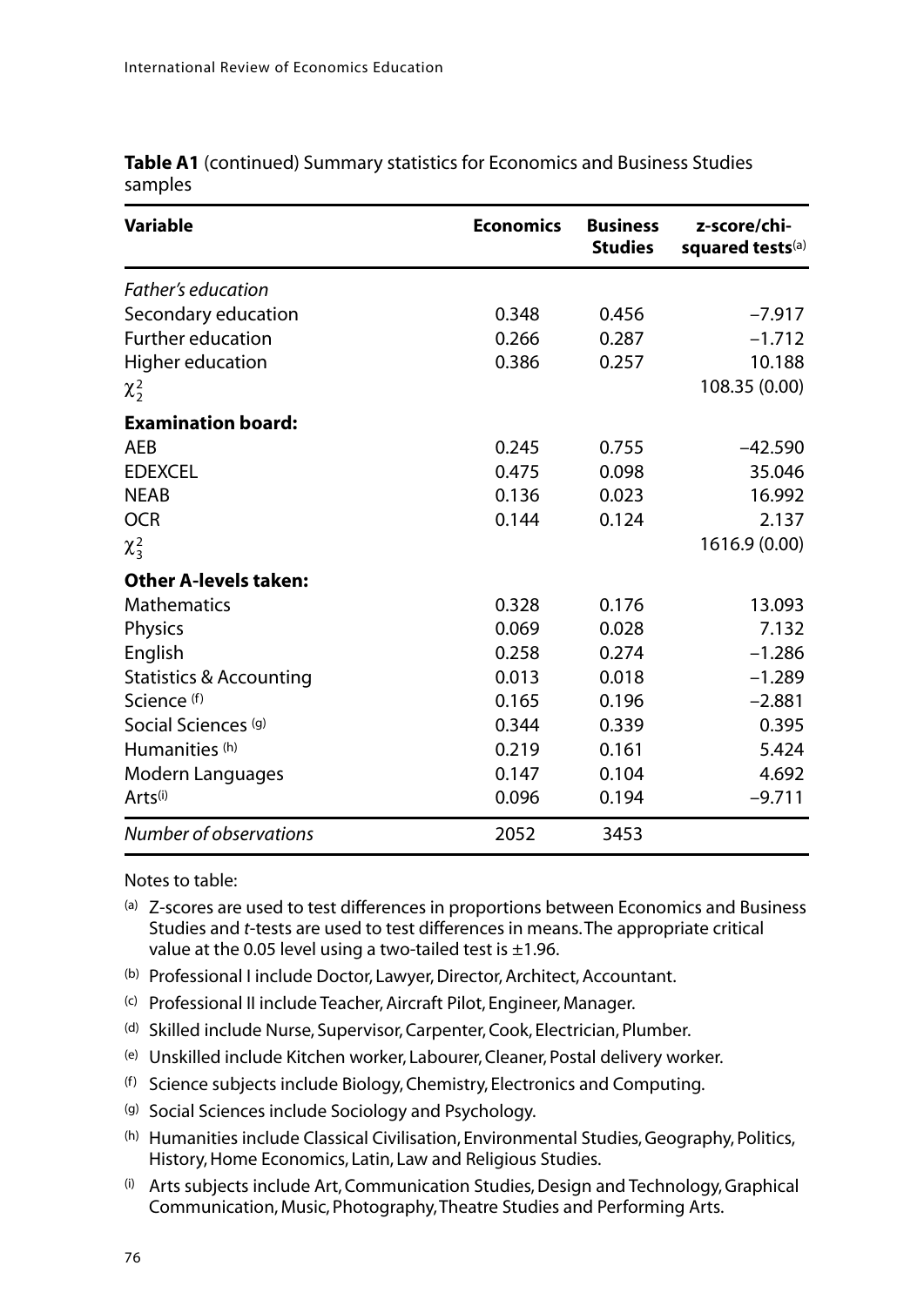**Table A1** (continued) Summary statistics for Economics and Business Studies samples

| Variable | Economics | Business Studies | z-score/chi-squared tests[(a)] |
|---|---|---|---|
| *Father's education* | | | |
| Secondary education | 0.348 | 0.456 | –7.917 |
| Further education | 0.266 | 0.287 | –1.712 |
| Higher education | 0.386 | 0.257 | 10.188 |
| $\chi^2_2$ | | | 108.35 (0.00) |
| **Examination board:** | | | |
| AEB | 0.245 | 0.755 | –42.590 |
| EDEXCEL | 0.475 | 0.098 | 35.046 |
| NEAB | 0.136 | 0.023 | 16.992 |
| OCR | 0.144 | 0.124 | 2.137 |
| $\chi^2_3$ | | | 1616.9 (0.00) |
| **Other A-levels taken:** | | | |
| Mathematics | 0.328 | 0.176 | 13.093 |
| Physics | 0.069 | 0.028 | 7.132 |
| English | 0.258 | 0.274 | –1.286 |
| Statistics & Accounting | 0.013 | 0.018 | –1.289 |
| Science [(f)] | 0.165 | 0.196 | –2.881 |
| Social Sciences [(g)] | 0.344 | 0.339 | 0.395 |
| Humanities [(h)] | 0.219 | 0.161 | 5.424 |
| Modern Languages | 0.147 | 0.104 | 4.692 |
| Arts[(i)] | 0.096 | 0.194 | –9.711 |
| *Number of observations* | 2052 | 3453 | |

Notes to table:

(a) Z-scores are used to test differences in proportions between Economics and Business Studies and *t*-tests are used to test differences in means. The appropriate critical value at the 0.05 level using a two-tailed test is ±1.96.

(b) Professional I include Doctor, Lawyer, Director, Architect, Accountant.

(c) Professional II include Teacher, Aircraft Pilot, Engineer, Manager.

(d) Skilled include Nurse, Supervisor, Carpenter, Cook, Electrician, Plumber.

(e) Unskilled include Kitchen worker, Labourer, Cleaner, Postal delivery worker.

(f) Science subjects include Biology, Chemistry, Electronics and Computing.

(g) Social Sciences include Sociology and Psychology.

(h) Humanities include Classical Civilisation, Environmental Studies, Geography, Politics, History, Home Economics, Latin, Law and Religious Studies.

(i) Arts subjects include Art, Communication Studies, Design and Technology, Graphical Communication, Music, Photography, Theatre Studies and Performing Arts.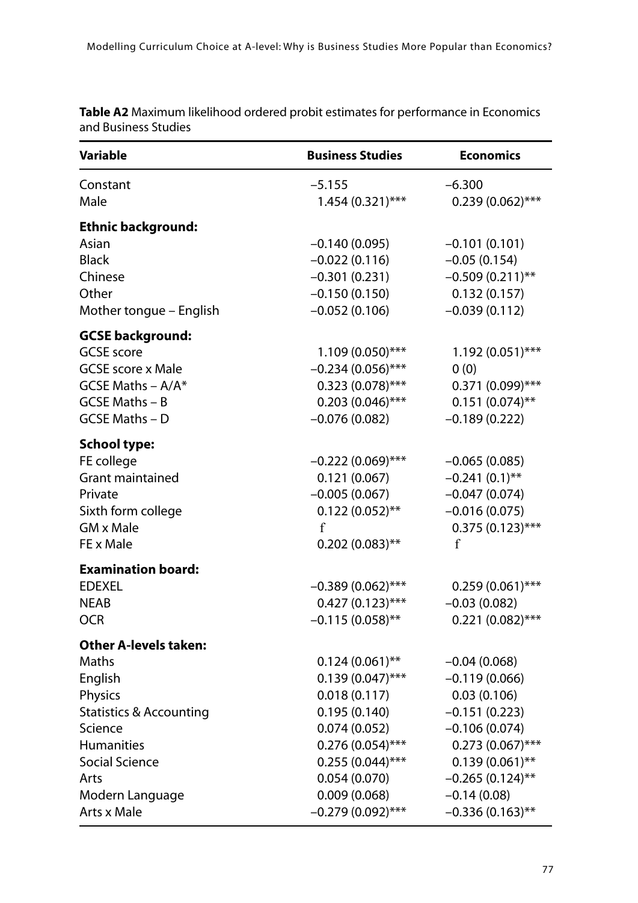**Table A2** Maximum likelihood ordered probit estimates for performance in Economics and Business Studies

| Variable | Business Studies | Economics |
|---|---|---|
| Constant | −5.155 | −6.300 |
| Male | 1.454 (0.321)*** | 0.239 (0.062)*** |
| **Ethnic background:** | | |
| Asian | −0.140 (0.095) | −0.101 (0.101) |
| Black | −0.022 (0.116) | −0.05 (0.154) |
| Chinese | −0.301 (0.231) | −0.509 (0.211)** |
| Other | −0.150 (0.150) | 0.132 (0.157) |
| Mother tongue – English | −0.052 (0.106) | −0.039 (0.112) |
| **GCSE background:** | | |
| GCSE score | 1.109 (0.050)*** | 1.192 (0.051)*** |
| GCSE score x Male | −0.234 (0.056)*** | 0 (0) |
| GCSE Maths – A/A* | 0.323 (0.078)*** | 0.371 (0.099)*** |
| GCSE Maths – B | 0.203 (0.046)*** | 0.151 (0.074)** |
| GCSE Maths – D | −0.076 (0.082) | −0.189 (0.222) |
| **School type:** | | |
| FE college | −0.222 (0.069)*** | −0.065 (0.085) |
| Grant maintained | 0.121 (0.067) | −0.241 (0.1)** |
| Private | −0.005 (0.067) | −0.047 (0.074) |
| Sixth form college | 0.122 (0.052)** | −0.016 (0.075) |
| GM x Male | f | 0.375 (0.123)*** |
| FE x Male | 0.202 (0.083)** | f |
| **Examination board:** | | |
| EDEXEL | −0.389 (0.062)*** | 0.259 (0.061)*** |
| NEAB | 0.427 (0.123)*** | −0.03 (0.082) |
| OCR | −0.115 (0.058)** | 0.221 (0.082)*** |
| **Other A-levels taken:** | | |
| Maths | 0.124 (0.061)** | −0.04 (0.068) |
| English | 0.139 (0.047)*** | −0.119 (0.066) |
| Physics | 0.018 (0.117) | 0.03 (0.106) |
| Statistics & Accounting | 0.195 (0.140) | −0.151 (0.223) |
| Science | 0.074 (0.052) | −0.106 (0.074) |
| Humanities | 0.276 (0.054)*** | 0.273 (0.067)*** |
| Social Science | 0.255 (0.044)*** | 0.139 (0.061)** |
| Arts | 0.054 (0.070) | −0.265 (0.124)** |
| Modern Language | 0.009 (0.068) | −0.14 (0.08) |
| Arts x Male | −0.279 (0.092)*** | −0.336 (0.163)** |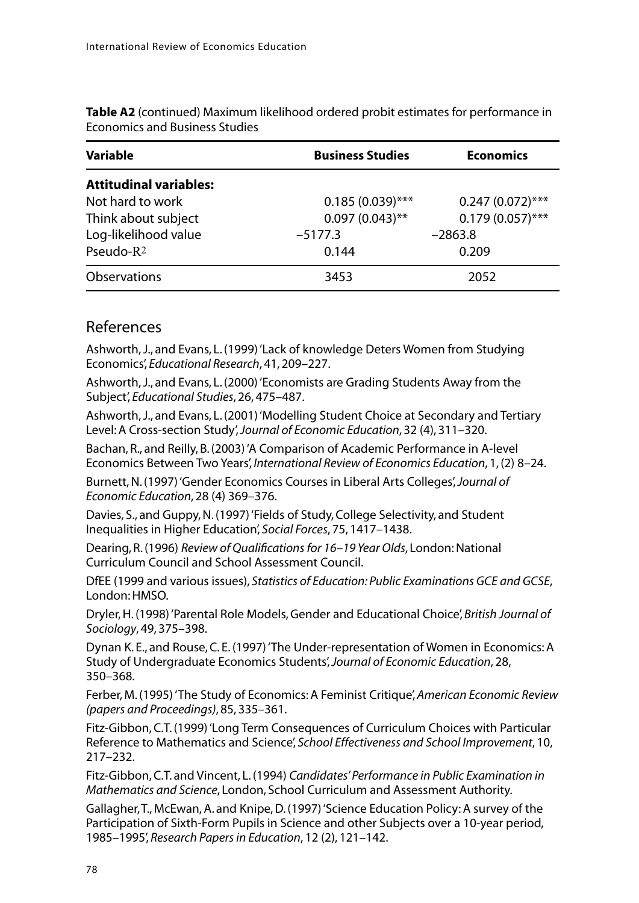**Table A2** (continued) Maximum likelihood ordered probit estimates for performance in Economics and Business Studies

| Variable | Business Studies | Economics |
|---|---|---|
| **Attitudinal variables:** | | |
| Not hard to work | 0.185 (0.039)*** | 0.247 (0.072)*** |
| Think about subject | 0.097 (0.043)** | 0.179 (0.057)*** |
| Log-likelihood value | −5177.3 | −2863.8 |
| Pseudo-$R^2$ | 0.144 | 0.209 |
| Observations | 3453 | 2052 |

## References

Ashworth, J., and Evans, L. (1999) 'Lack of knowledge Deters Women from Studying Economics', *Educational Research*, 41, 209–227.

Ashworth, J., and Evans, L. (2000) 'Economists are Grading Students Away from the Subject', *Educational Studies*, 26, 475–487.

Ashworth, J., and Evans, L. (2001) 'Modelling Student Choice at Secondary and Tertiary Level: A Cross-section Study', *Journal of Economic Education*, 32 (4), 311–320.

Bachan, R., and Reilly, B. (2003) 'A Comparison of Academic Performance in A-level Economics Between Two Years', *International Review of Economics Education*, 1, (2) 8–24.

Burnett, N. (1997) 'Gender Economics Courses in Liberal Arts Colleges', *Journal of Economic Education*, 28 (4) 369–376.

Davies, S., and Guppy, N. (1997) 'Fields of Study, College Selectivity, and Student Inequalities in Higher Education', *Social Forces*, 75, 1417–1438.

Dearing, R. (1996) *Review of Qualifications for 16–19 Year Olds*, London: National Curriculum Council and School Assessment Council.

DfEE (1999 and various issues), *Statistics of Education: Public Examinations GCE and GCSE*, London: HMSO.

Dryler, H. (1998) 'Parental Role Models, Gender and Educational Choice', *British Journal of Sociology*, 49, 375–398.

Dynan K. E., and Rouse, C. E. (1997) 'The Under-representation of Women in Economics: A Study of Undergraduate Economics Students', *Journal of Economic Education*, 28, 350–368.

Ferber, M. (1995) 'The Study of Economics: A Feminist Critique', *American Economic Review (papers and Proceedings)*, 85, 335–361.

Fitz-Gibbon, C.T. (1999) 'Long Term Consequences of Curriculum Choices with Particular Reference to Mathematics and Science', *School Effectiveness and School Improvement*, 10, 217–232.

Fitz-Gibbon, C.T. and Vincent, L. (1994) *Candidates' Performance in Public Examination in Mathematics and Science*, London, School Curriculum and Assessment Authority.

Gallagher, T., McEwan, A. and Knipe, D. (1997) 'Science Education Policy: A survey of the Participation of Sixth-Form Pupils in Science and other Subjects over a 10-year period, 1985–1995', *Research Papers in Education*, 12 (2), 121–142.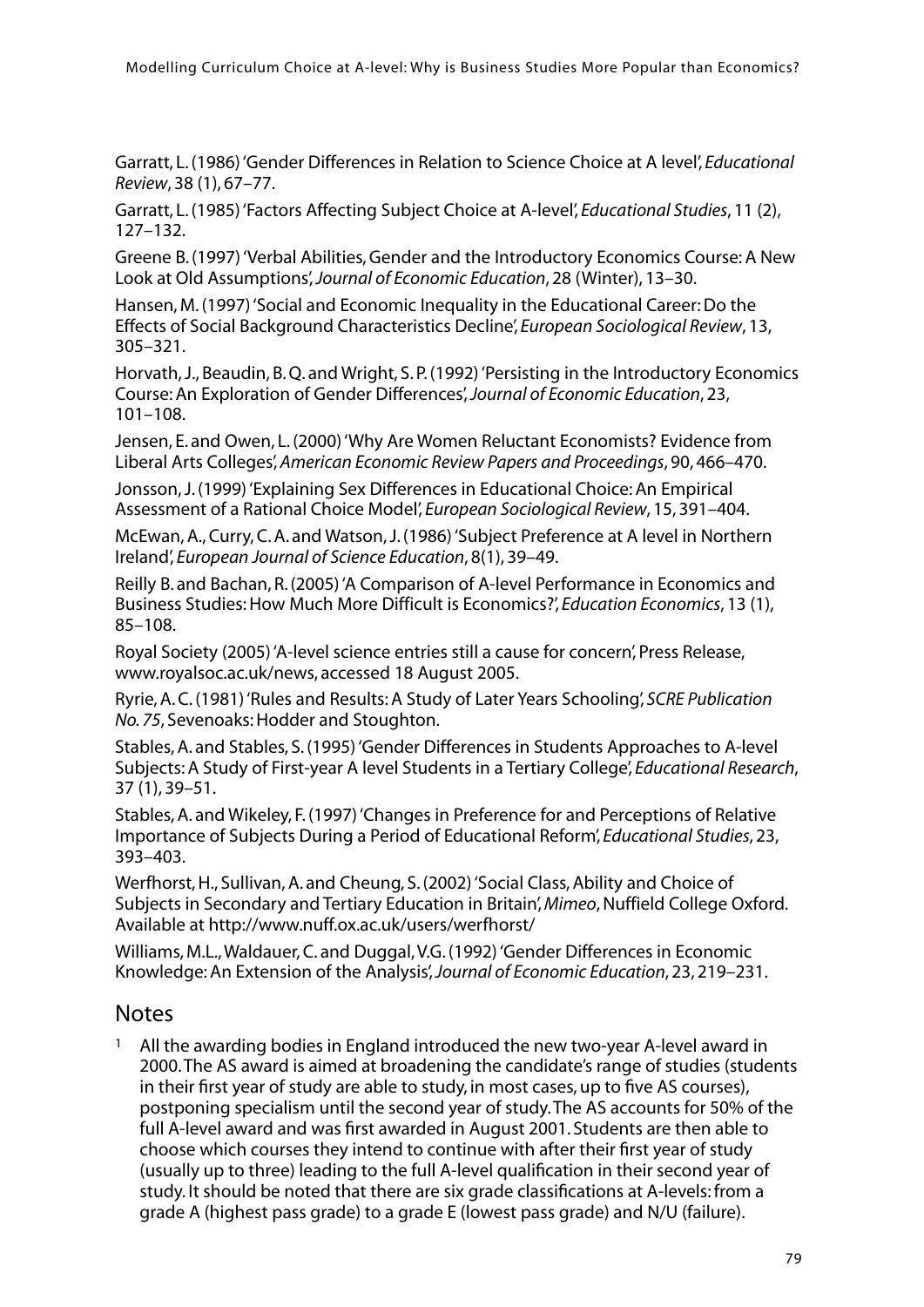Garratt, L. (1986) 'Gender Differences in Relation to Science Choice at A level', *Educational Review*, 38 (1), 67–77.

Garratt, L. (1985) 'Factors Affecting Subject Choice at A-level', *Educational Studies*, 11 (2), 127–132.

Greene B. (1997) 'Verbal Abilities, Gender and the Introductory Economics Course: A New Look at Old Assumptions', *Journal of Economic Education*, 28 (Winter), 13–30.

Hansen, M. (1997) 'Social and Economic Inequality in the Educational Career: Do the Effects of Social Background Characteristics Decline', *European Sociological Review*, 13, 305–321.

Horvath, J., Beaudin, B. Q. and Wright, S. P. (1992) 'Persisting in the Introductory Economics Course: An Exploration of Gender Differences', *Journal of Economic Education*, 23, 101–108.

Jensen, E. and Owen, L. (2000) 'Why Are Women Reluctant Economists? Evidence from Liberal Arts Colleges', *American Economic Review Papers and Proceedings*, 90, 466–470.

Jonsson, J. (1999) 'Explaining Sex Differences in Educational Choice: An Empirical Assessment of a Rational Choice Model', *European Sociological Review*, 15, 391–404.

McEwan, A., Curry, C. A. and Watson, J. (1986) 'Subject Preference at A level in Northern Ireland', *European Journal of Science Education*, 8(1), 39–49.

Reilly B. and Bachan, R. (2005) 'A Comparison of A-level Performance in Economics and Business Studies: How Much More Difficult is Economics?', *Education Economics*, 13 (1), 85–108.

Royal Society (2005) 'A-level science entries still a cause for concern', Press Release, www.royalsoc.ac.uk/news, accessed 18 August 2005.

Ryrie, A. C. (1981) 'Rules and Results: A Study of Later Years Schooling', *SCRE Publication No. 75*, Sevenoaks: Hodder and Stoughton.

Stables, A. and Stables, S. (1995) 'Gender Differences in Students Approaches to A-level Subjects: A Study of First-year A level Students in a Tertiary College', *Educational Research*, 37 (1), 39–51.

Stables, A. and Wikeley, F. (1997) 'Changes in Preference for and Perceptions of Relative Importance of Subjects During a Period of Educational Reform', *Educational Studies*, 23, 393–403.

Werfhorst, H., Sullivan, A. and Cheung, S. (2002) 'Social Class, Ability and Choice of Subjects in Secondary and Tertiary Education in Britain', *Mimeo*, Nuffield College Oxford. Available at http://www.nuff.ox.ac.uk/users/werfhorst/

Williams, M.L., Waldauer, C. and Duggal, V.G. (1992) 'Gender Differences in Economic Knowledge: An Extension of the Analysis', *Journal of Economic Education*, 23, 219–231.

## Notes

[1] All the awarding bodies in England introduced the new two-year A-level award in 2000. The AS award is aimed at broadening the candidate's range of studies (students in their first year of study are able to study, in most cases, up to five AS courses), postponing specialism until the second year of study. The AS accounts for 50% of the full A-level award and was first awarded in August 2001. Students are then able to choose which courses they intend to continue with after their first year of study (usually up to three) leading to the full A-level qualification in their second year of study. It should be noted that there are six grade classifications at A-levels: from a grade A (highest pass grade) to a grade E (lowest pass grade) and N/U (failure).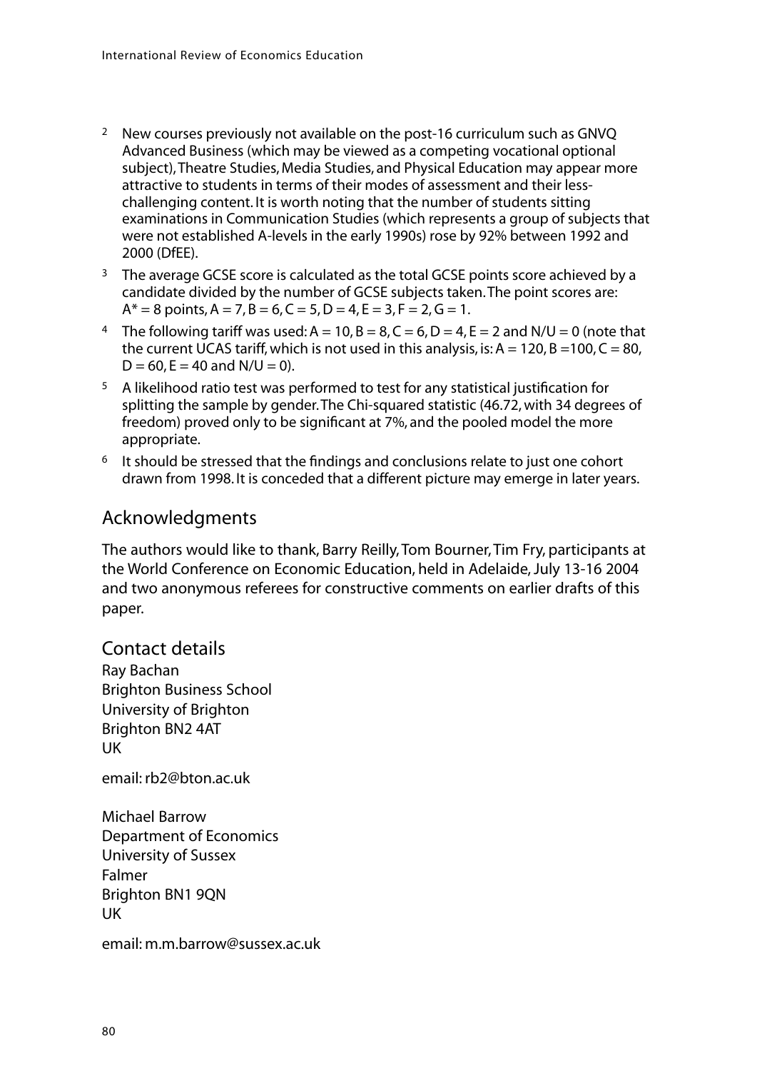2. New courses previously not available on the post-16 curriculum such as GNVQ Advanced Business (which may be viewed as a competing vocational optional subject), Theatre Studies, Media Studies, and Physical Education may appear more attractive to students in terms of their modes of assessment and their less-challenging content. It is worth noting that the number of students sitting examinations in Communication Studies (which represents a group of subjects that were not established A-levels in the early 1990s) rose by 92% between 1992 and 2000 (DfEE).
3. The average GCSE score is calculated as the total GCSE points score achieved by a candidate divided by the number of GCSE subjects taken. The point scores are: A* = 8 points, A = 7, B = 6, C = 5, D = 4, E = 3, F = 2, G = 1.
4. The following tariff was used: A = 10, B = 8, C = 6, D = 4, E = 2 and N/U = 0 (note that the current UCAS tariff, which is not used in this analysis, is: A = 120, B =100, C = 80, D = 60, E = 40 and N/U = 0).
5. A likelihood ratio test was performed to test for any statistical justification for splitting the sample by gender. The Chi-squared statistic (46.72, with 34 degrees of freedom) proved only to be significant at 7%, and the pooled model the more appropriate.
6. It should be stressed that the findings and conclusions relate to just one cohort drawn from 1998. It is conceded that a different picture may emerge in later years.

## Acknowledgments

The authors would like to thank, Barry Reilly, Tom Bourner, Tim Fry, participants at the World Conference on Economic Education, held in Adelaide, July 13-16 2004 and two anonymous referees for constructive comments on earlier drafts of this paper.

## Contact details

Ray Bachan
Brighton Business School
University of Brighton
Brighton BN2 4AT
UK

email: rb2@bton.ac.uk

Michael Barrow
Department of Economics
University of Sussex
Falmer
Brighton BN1 9QN
UK

email: m.m.barrow@sussex.ac.uk